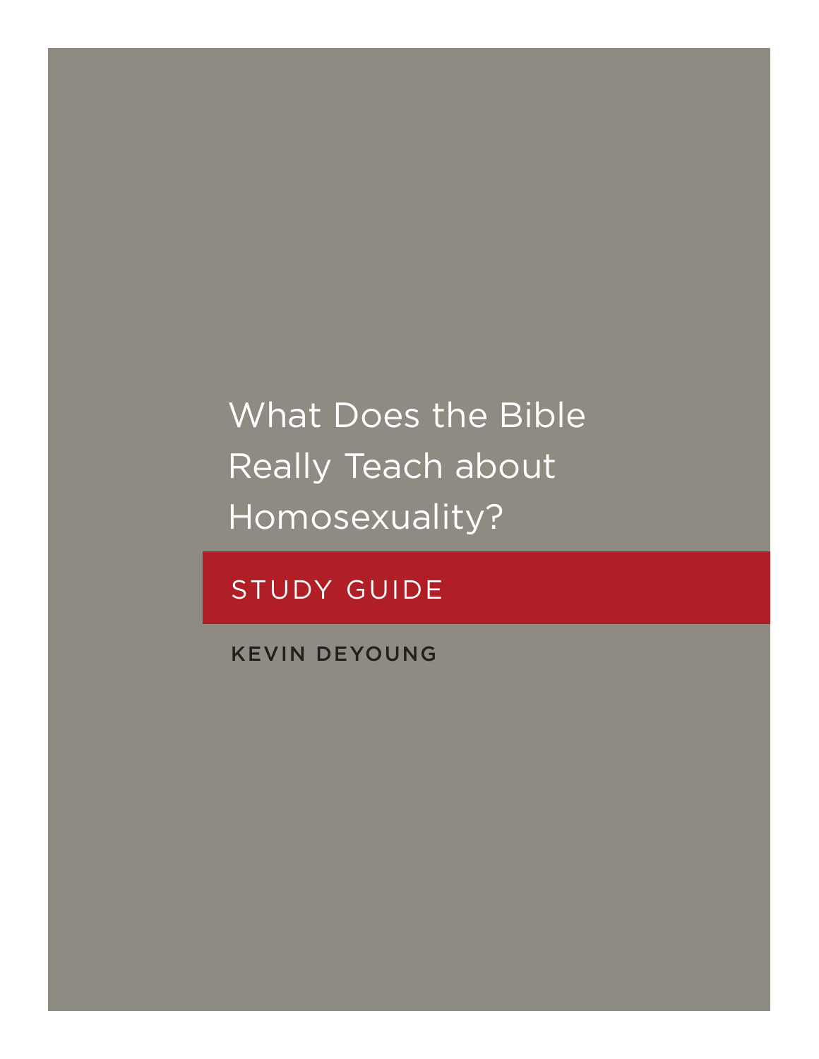# What Does the Bible Really Teach about Homosexuality?

## STUDY GUIDE

KEVIN DEYOUNG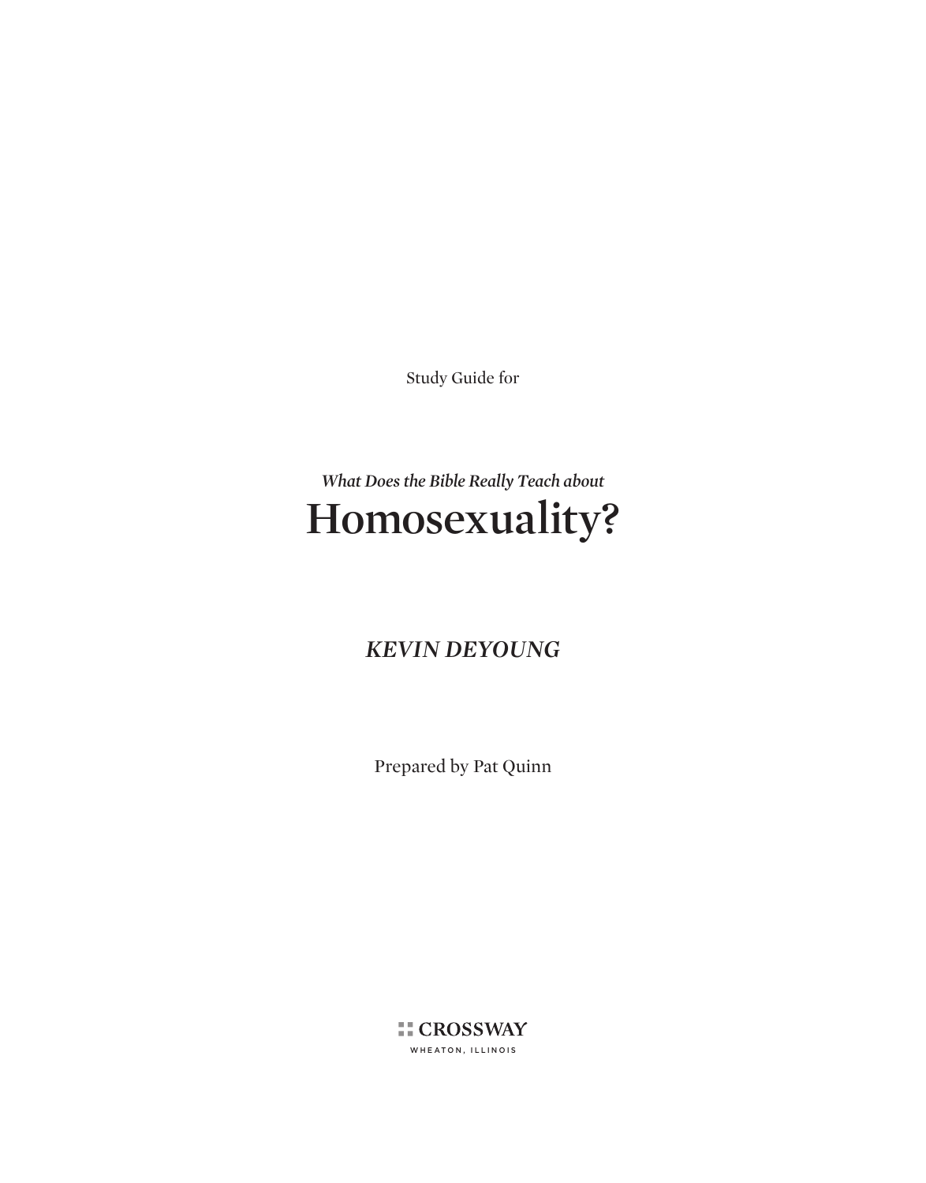Study Guide for

*What Does the Bible Really Teach about*

# Homosexuality?

***KEVIN DEYOUNG***

Prepared by Pat Quinn

CROSSWAY

WHEATON, ILLINOIS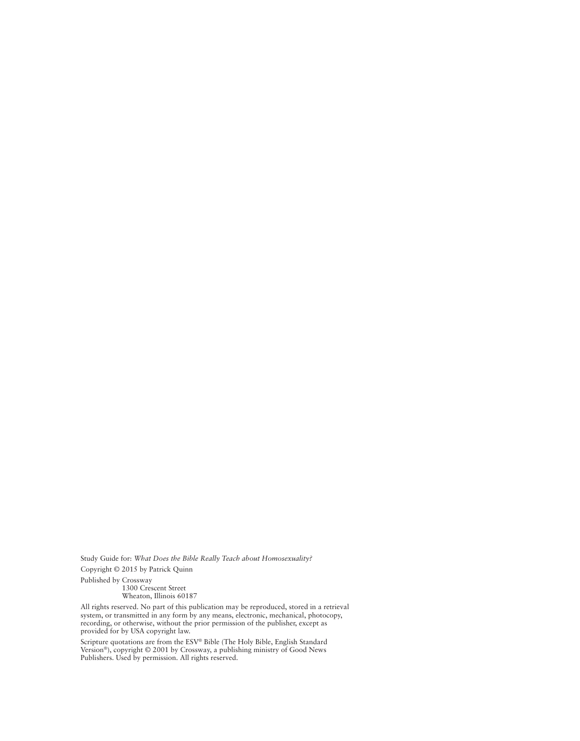Study Guide for: *What Does the Bible Really Teach about Homosexuality?*

Copyright © 2015 by Patrick Quinn

Published by Crossway
1300 Crescent Street
Wheaton, Illinois 60187

All rights reserved. No part of this publication may be reproduced, stored in a retrieval system, or transmitted in any form by any means, electronic, mechanical, photocopy, recording, or otherwise, without the prior permission of the publisher, except as provided for by USA copyright law.

Scripture quotations are from the ESV® Bible (The Holy Bible, English Standard Version®), copyright © 2001 by Crossway, a publishing ministry of Good News Publishers. Used by permission. All rights reserved.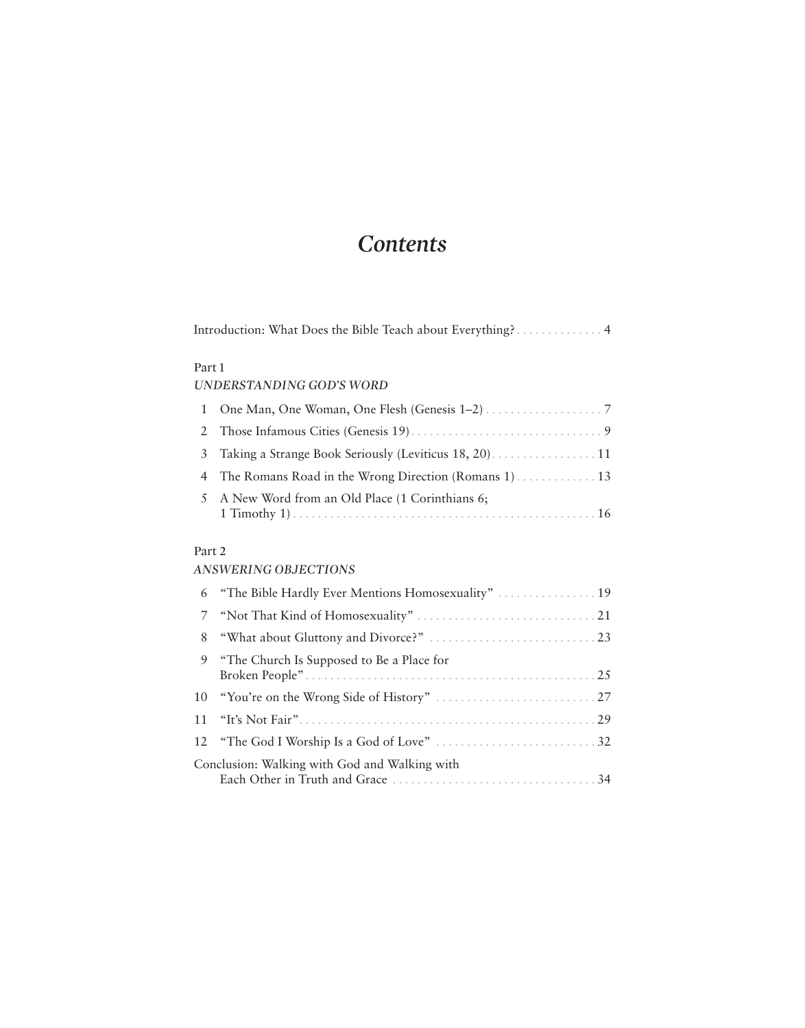# *Contents*

Introduction: What Does the Bible Teach about Everything? . . . . . . . . . . . . . . 4

Part 1

*UNDERSTANDING GOD'S WORD*

1 One Man, One Woman, One Flesh (Genesis 1–2) . . . . . . . . . . . . . . . . . . . 7

2 Those Infamous Cities (Genesis 19) . . . . . . . . . . . . . . . . . . . . . . . . . . . . . . . 9

3 Taking a Strange Book Seriously (Leviticus 18, 20) . . . . . . . . . . . . . . . . . 11

4 The Romans Road in the Wrong Direction (Romans 1) . . . . . . . . . . . . . 13

5 A New Word from an Old Place (1 Corinthians 6; 1 Timothy 1) . . . . . . . . . . . . . . . . . . . . . . . . . . . . . . . . . . . . . . . . . . . . . . . . . 16

Part 2

*ANSWERING OBJECTIONS*

6 "The Bible Hardly Ever Mentions Homosexuality" . . . . . . . . . . . . . . . . 19

7 "Not That Kind of Homosexuality" . . . . . . . . . . . . . . . . . . . . . . . . . . . . . 21

8 "What about Gluttony and Divorce?" . . . . . . . . . . . . . . . . . . . . . . . . . . . 23

9 "The Church Is Supposed to Be a Place for Broken People" . . . . . . . . . . . . . . . . . . . . . . . . . . . . . . . . . . . . . . . . . . . . . . . 25

10 "You're on the Wrong Side of History" . . . . . . . . . . . . . . . . . . . . . . . . . . 27

11 "It's Not Fair" . . . . . . . . . . . . . . . . . . . . . . . . . . . . . . . . . . . . . . . . . . . . . . . . 29

12 "The God I Worship Is a God of Love" . . . . . . . . . . . . . . . . . . . . . . . . . . 32

Conclusion: Walking with God and Walking with Each Other in Truth and Grace . . . . . . . . . . . . . . . . . . . . . . . . . . . . . . . . . 34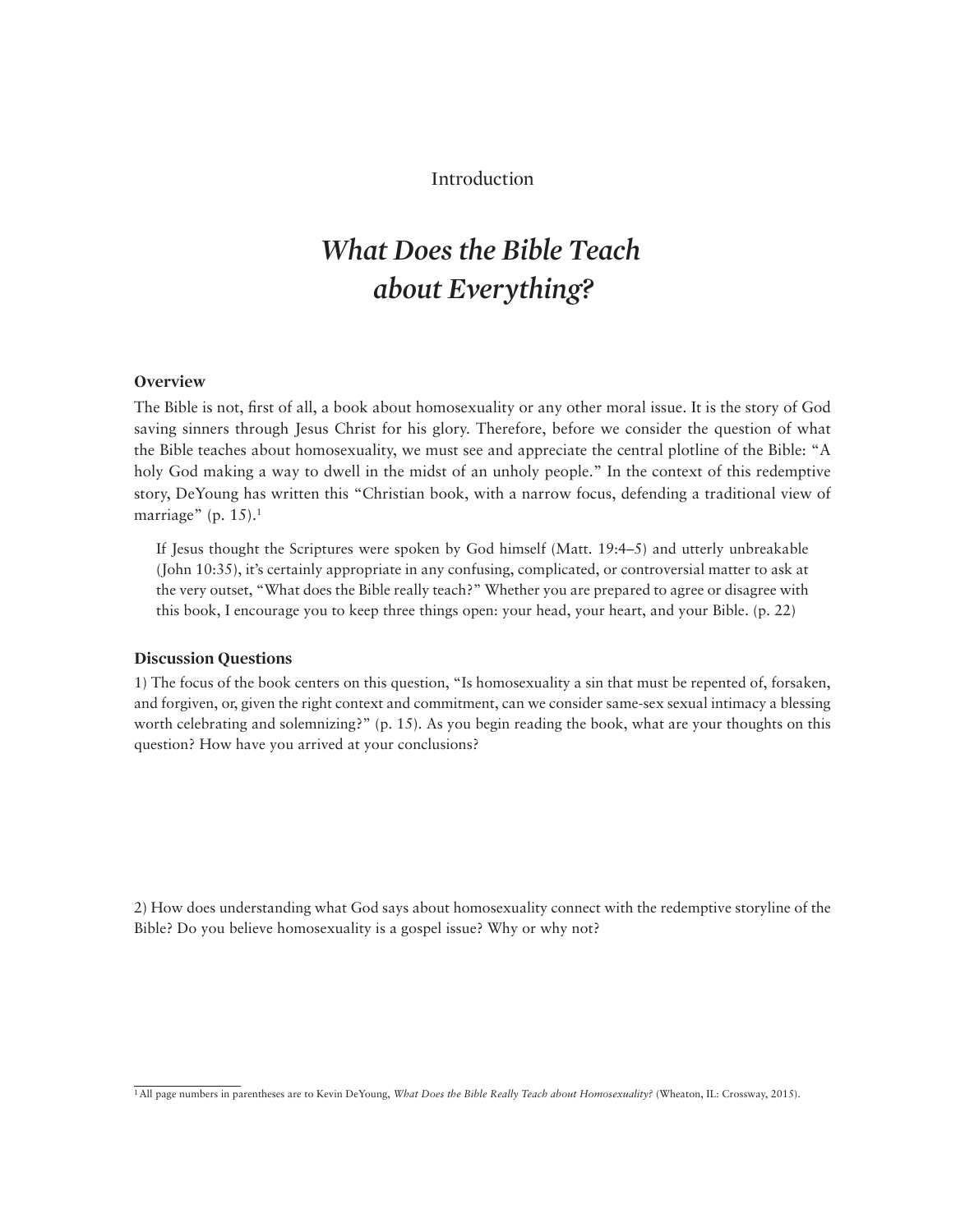Introduction

# *What Does the Bible Teach about Everything?*

### Overview

The Bible is not, first of all, a book about homosexuality or any other moral issue. It is the story of God saving sinners through Jesus Christ for his glory. Therefore, before we consider the question of what the Bible teaches about homosexuality, we must see and appreciate the central plotline of the Bible: "A holy God making a way to dwell in the midst of an unholy people." In the context of this redemptive story, DeYoung has written this "Christian book, with a narrow focus, defending a traditional view of marriage" (p. 15).[1]

> If Jesus thought the Scriptures were spoken by God himself (Matt. 19:4–5) and utterly unbreakable (John 10:35), it's certainly appropriate in any confusing, complicated, or controversial matter to ask at the very outset, "What does the Bible really teach?" Whether you are prepared to agree or disagree with this book, I encourage you to keep three things open: your head, your heart, and your Bible. (p. 22)

### Discussion Questions

1) The focus of the book centers on this question, "Is homosexuality a sin that must be repented of, forsaken, and forgiven, or, given the right context and commitment, can we consider same-sex sexual intimacy a blessing worth celebrating and solemnizing?" (p. 15). As you begin reading the book, what are your thoughts on this question? How have you arrived at your conclusions?

2) How does understanding what God says about homosexuality connect with the redemptive storyline of the Bible? Do you believe homosexuality is a gospel issue? Why or why not?

---

[1] All page numbers in parentheses are to Kevin DeYoung, *What Does the Bible Really Teach about Homosexuality?* (Wheaton, IL: Crossway, 2015).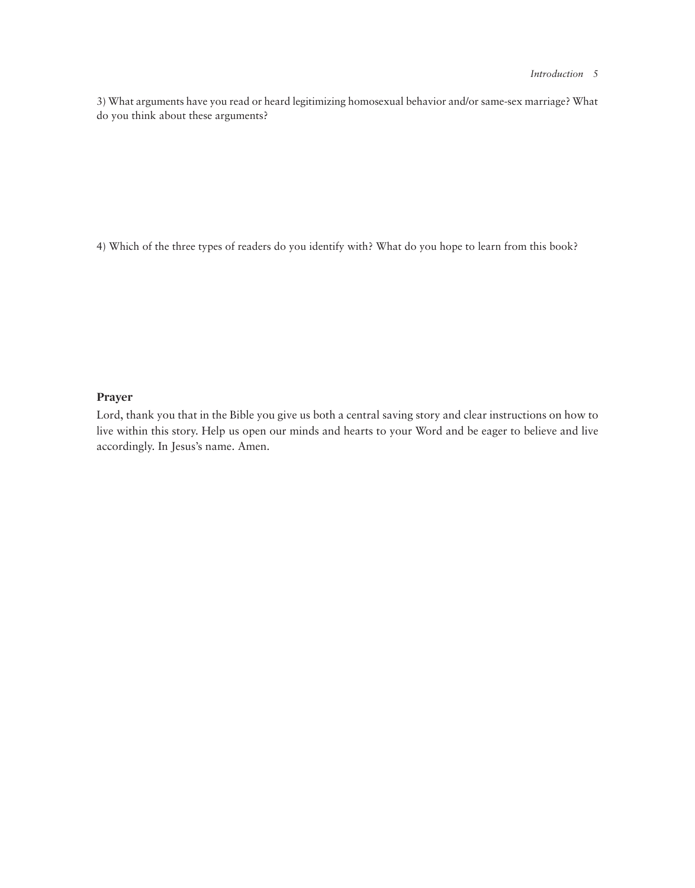3) What arguments have you read or heard legitimizing homosexual behavior and/or same-sex marriage? What do you think about these arguments?

4) Which of the three types of readers do you identify with? What do you hope to learn from this book?

**Prayer**

Lord, thank you that in the Bible you give us both a central saving story and clear instructions on how to live within this story. Help us open our minds and hearts to your Word and be eager to believe and live accordingly. In Jesus's name. Amen.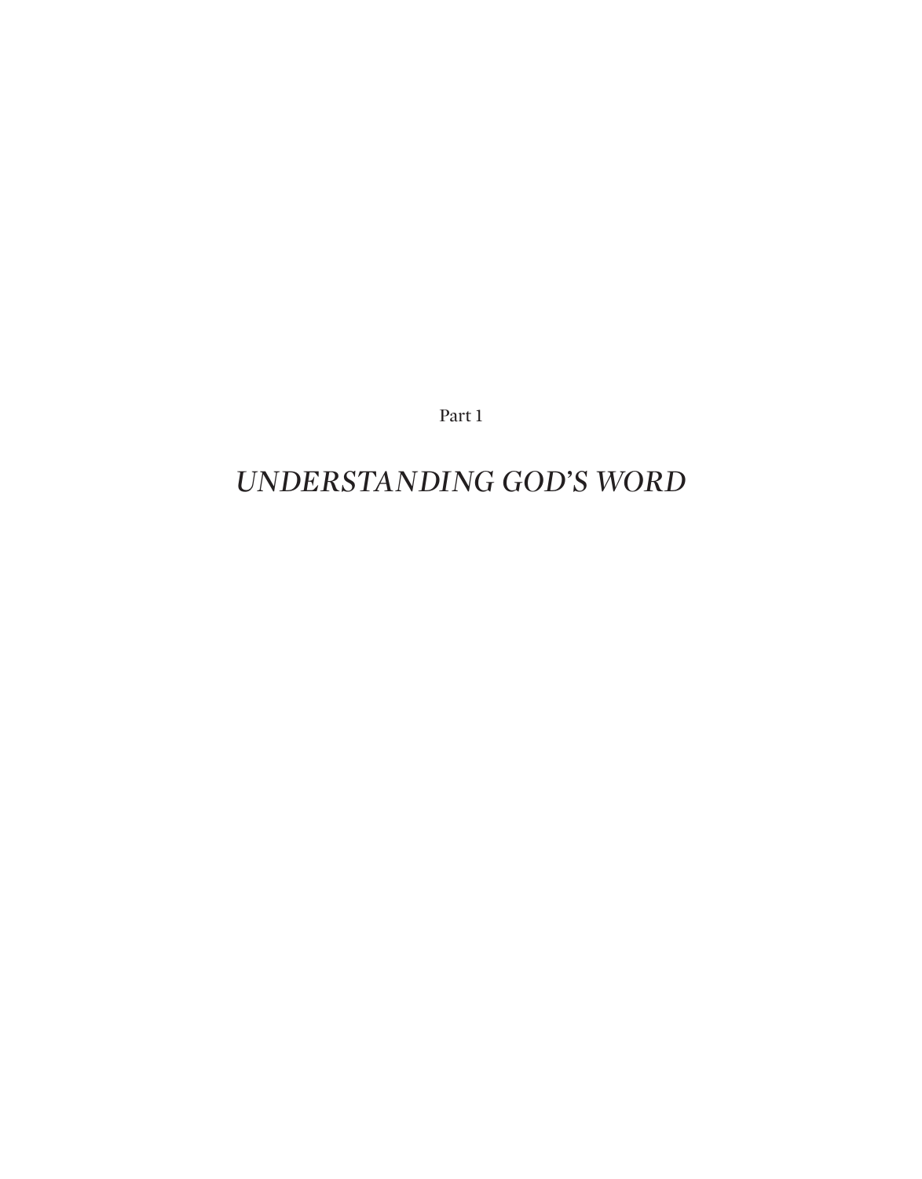Part 1

# *UNDERSTANDING GOD'S WORD*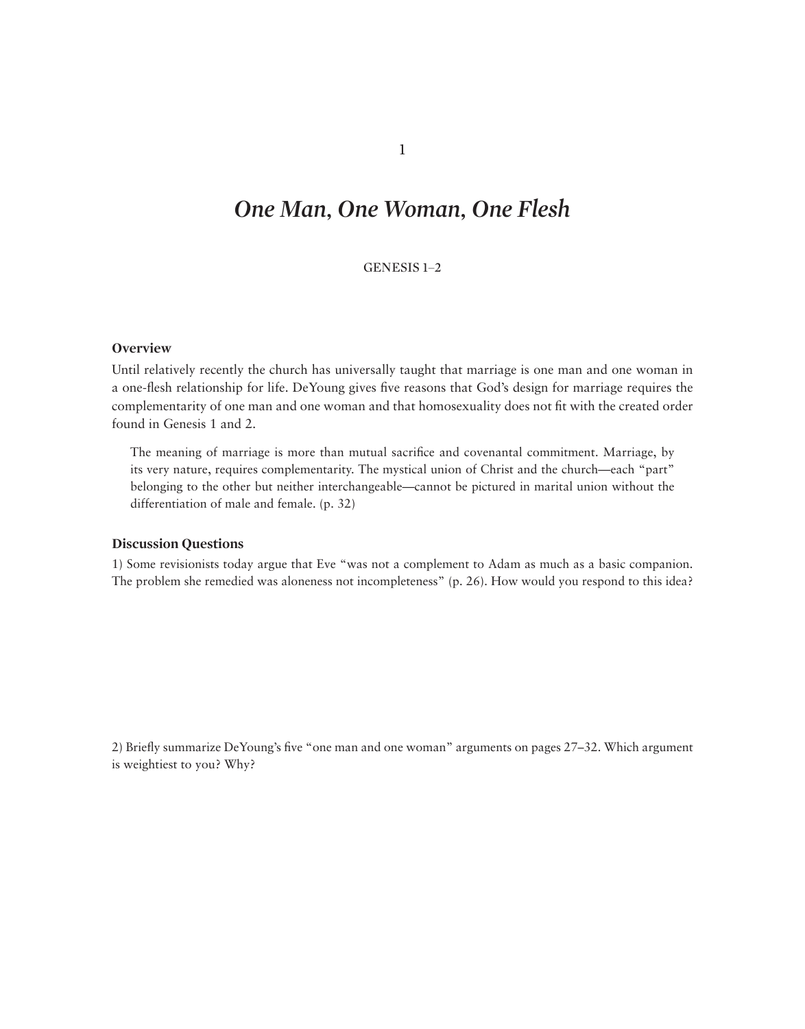# 1

# *One Man, One Woman, One Flesh*

GENESIS 1–2

### Overview

Until relatively recently the church has universally taught that marriage is one man and one woman in a one-flesh relationship for life. DeYoung gives five reasons that God's design for marriage requires the complementarity of one man and one woman and that homosexuality does not fit with the created order found in Genesis 1 and 2.

> The meaning of marriage is more than mutual sacrifice and covenantal commitment. Marriage, by its very nature, requires complementarity. The mystical union of Christ and the church—each "part" belonging to the other but neither interchangeable—cannot be pictured in marital union without the differentiation of male and female. (p. 32)

### Discussion Questions

1) Some revisionists today argue that Eve "was not a complement to Adam as much as a basic companion. The problem she remedied was aloneness not incompleteness" (p. 26). How would you respond to this idea?

2) Briefly summarize DeYoung's five "one man and one woman" arguments on pages 27–32. Which argument is weightiest to you? Why?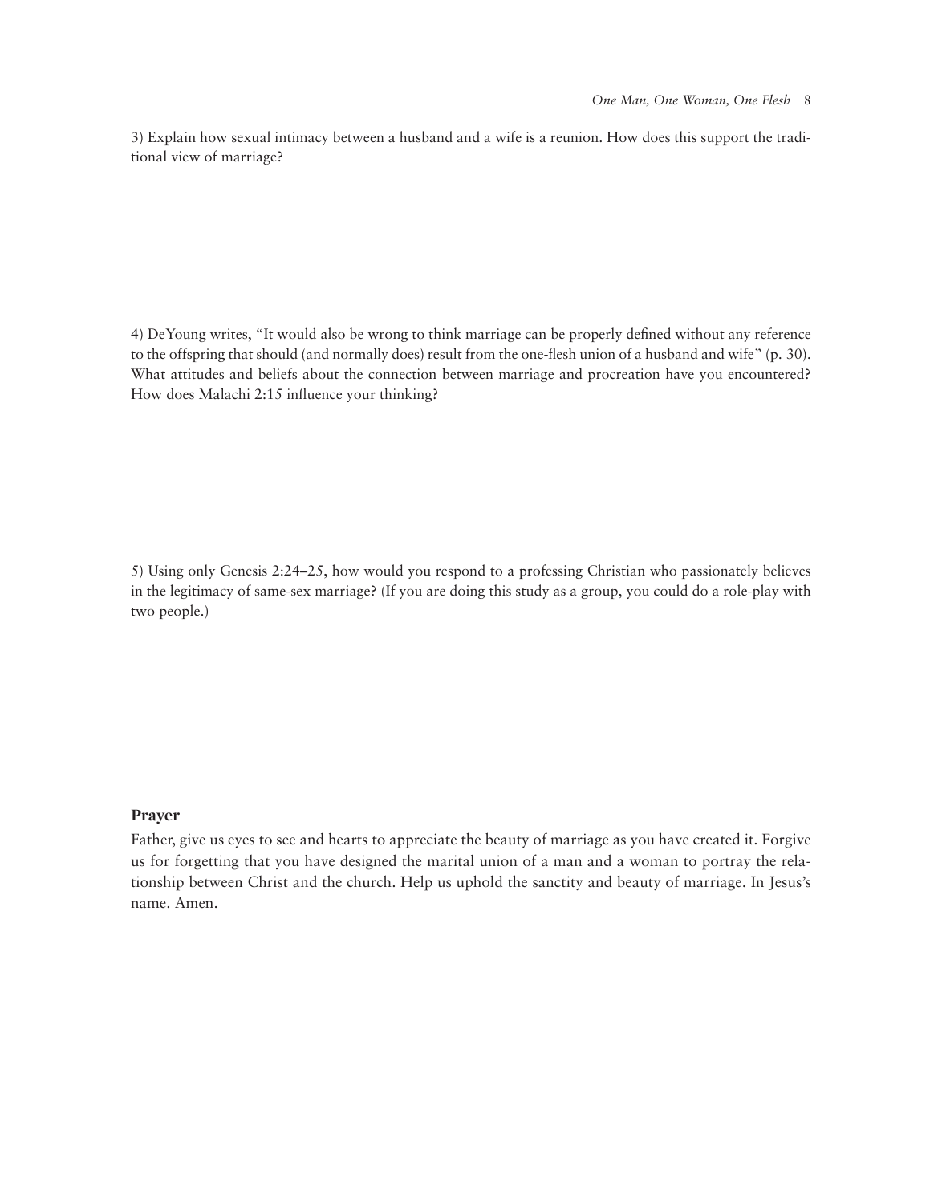3) Explain how sexual intimacy between a husband and a wife is a reunion. How does this support the traditional view of marriage?

4) DeYoung writes, "It would also be wrong to think marriage can be properly defined without any reference to the offspring that should (and normally does) result from the one-flesh union of a husband and wife" (p. 30). What attitudes and beliefs about the connection between marriage and procreation have you encountered? How does Malachi 2:15 influence your thinking?

5) Using only Genesis 2:24–25, how would you respond to a professing Christian who passionately believes in the legitimacy of same-sex marriage? (If you are doing this study as a group, you could do a role-play with two people.)

**Prayer**

Father, give us eyes to see and hearts to appreciate the beauty of marriage as you have created it. Forgive us for forgetting that you have designed the marital union of a man and a woman to portray the relationship between Christ and the church. Help us uphold the sanctity and beauty of marriage. In Jesus's name. Amen.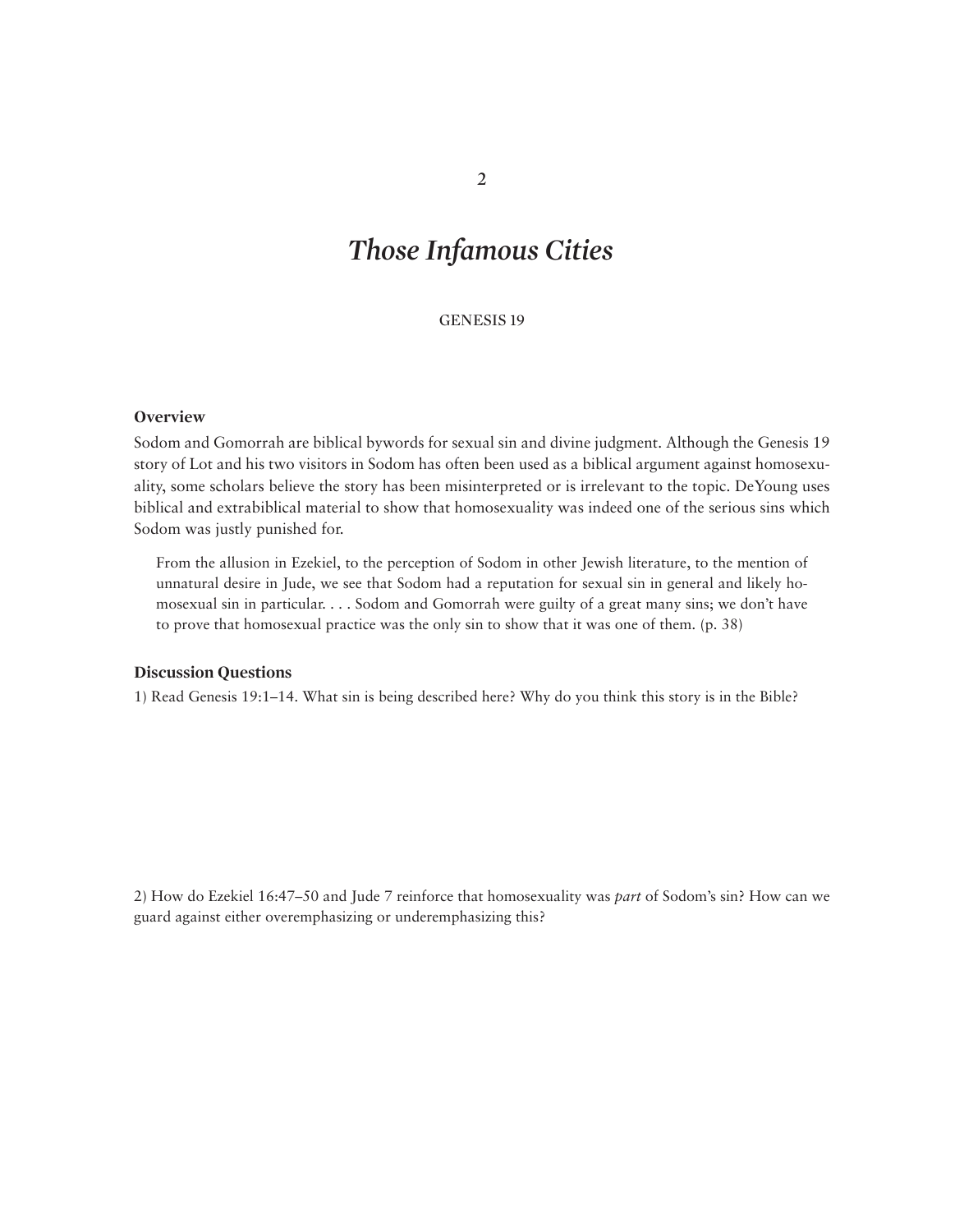# 2

# *Those Infamous Cities*

GENESIS 19

### Overview

Sodom and Gomorrah are biblical bywords for sexual sin and divine judgment. Although the Genesis 19 story of Lot and his two visitors in Sodom has often been used as a biblical argument against homosexuality, some scholars believe the story has been misinterpreted or is irrelevant to the topic. DeYoung uses biblical and extrabiblical material to show that homosexuality was indeed one of the serious sins which Sodom was justly punished for.

> From the allusion in Ezekiel, to the perception of Sodom in other Jewish literature, to the mention of unnatural desire in Jude, we see that Sodom had a reputation for sexual sin in general and likely homosexual sin in particular. . . . Sodom and Gomorrah were guilty of a great many sins; we don't have to prove that homosexual practice was the only sin to show that it was one of them. (p. 38)

### Discussion Questions

1) Read Genesis 19:1–14. What sin is being described here? Why do you think this story is in the Bible?

2) How do Ezekiel 16:47–50 and Jude 7 reinforce that homosexuality was *part* of Sodom's sin? How can we guard against either overemphasizing or underemphasizing this?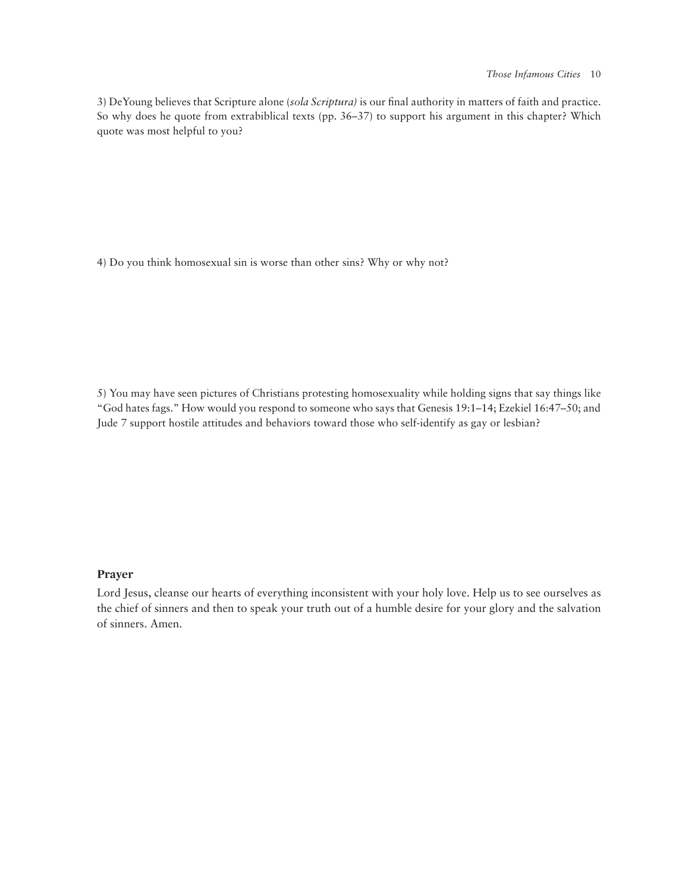3) DeYoung believes that Scripture alone (*sola Scriptura)* is our final authority in matters of faith and practice. So why does he quote from extrabiblical texts (pp. 36–37) to support his argument in this chapter? Which quote was most helpful to you?

4) Do you think homosexual sin is worse than other sins? Why or why not?

5) You may have seen pictures of Christians protesting homosexuality while holding signs that say things like "God hates fags." How would you respond to someone who says that Genesis 19:1–14; Ezekiel 16:47–50; and Jude 7 support hostile attitudes and behaviors toward those who self-identify as gay or lesbian?

### Prayer

Lord Jesus, cleanse our hearts of everything inconsistent with your holy love. Help us to see ourselves as the chief of sinners and then to speak your truth out of a humble desire for your glory and the salvation of sinners. Amen.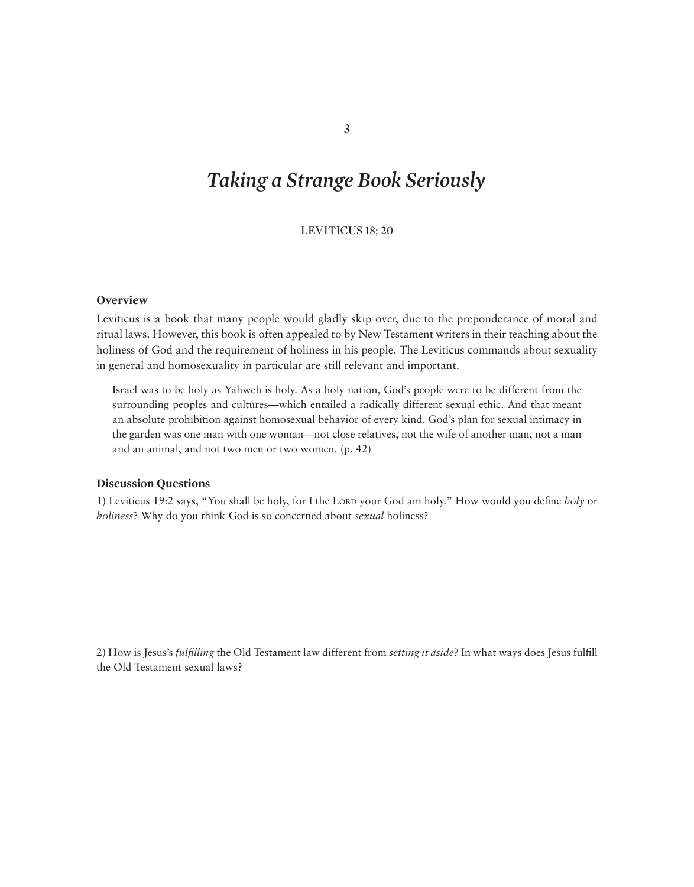3

# *Taking a Strange Book Seriously*

LEVITICUS 18; 20

### Overview

Leviticus is a book that many people would gladly skip over, due to the preponderance of moral and ritual laws. However, this book is often appealed to by New Testament writers in their teaching about the holiness of God and the requirement of holiness in his people. The Leviticus commands about sexuality in general and homosexuality in particular are still relevant and important.

> Israel was to be holy as Yahweh is holy. As a holy nation, God's people were to be different from the surrounding peoples and cultures—which entailed a radically different sexual ethic. And that meant an absolute prohibition against homosexual behavior of every kind. God's plan for sexual intimacy in the garden was one man with one woman—not close relatives, not the wife of another man, not a man and an animal, and not two men or two women. (p. 42)

### Discussion Questions

1) Leviticus 19:2 says, "You shall be holy, for I the LORD your God am holy." How would you define *holy* or *holiness*? Why do you think God is so concerned about *sexual* holiness?

2) How is Jesus's *fulfilling* the Old Testament law different from *setting it aside*? In what ways does Jesus fulfill the Old Testament sexual laws?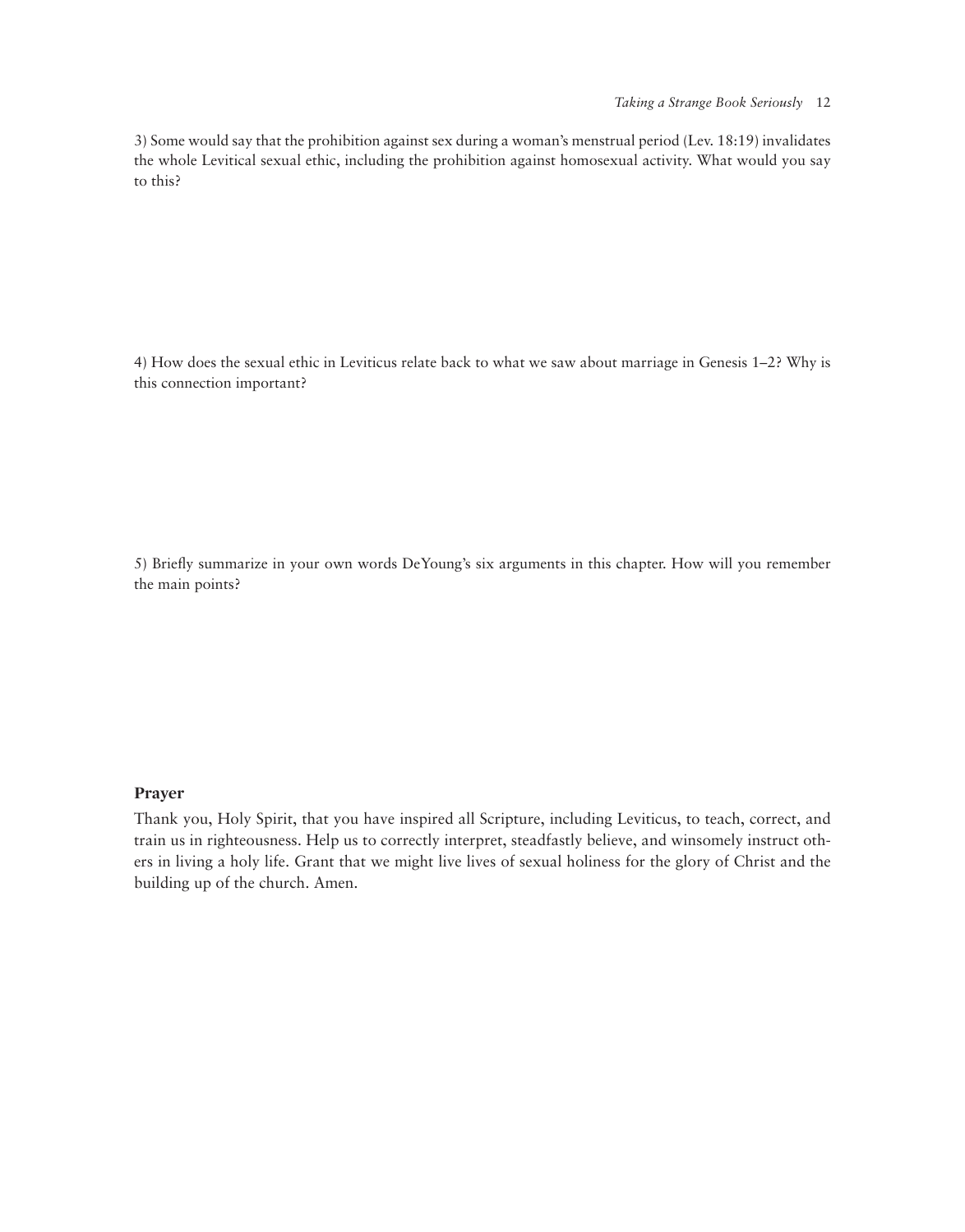3) Some would say that the prohibition against sex during a woman's menstrual period (Lev. 18:19) invalidates the whole Levitical sexual ethic, including the prohibition against homosexual activity. What would you say to this?

4) How does the sexual ethic in Leviticus relate back to what we saw about marriage in Genesis 1–2? Why is this connection important?

5) Briefly summarize in your own words DeYoung's six arguments in this chapter. How will you remember the main points?

**Prayer**

Thank you, Holy Spirit, that you have inspired all Scripture, including Leviticus, to teach, correct, and train us in righteousness. Help us to correctly interpret, steadfastly believe, and winsomely instruct others in living a holy life. Grant that we might live lives of sexual holiness for the glory of Christ and the building up of the church. Amen.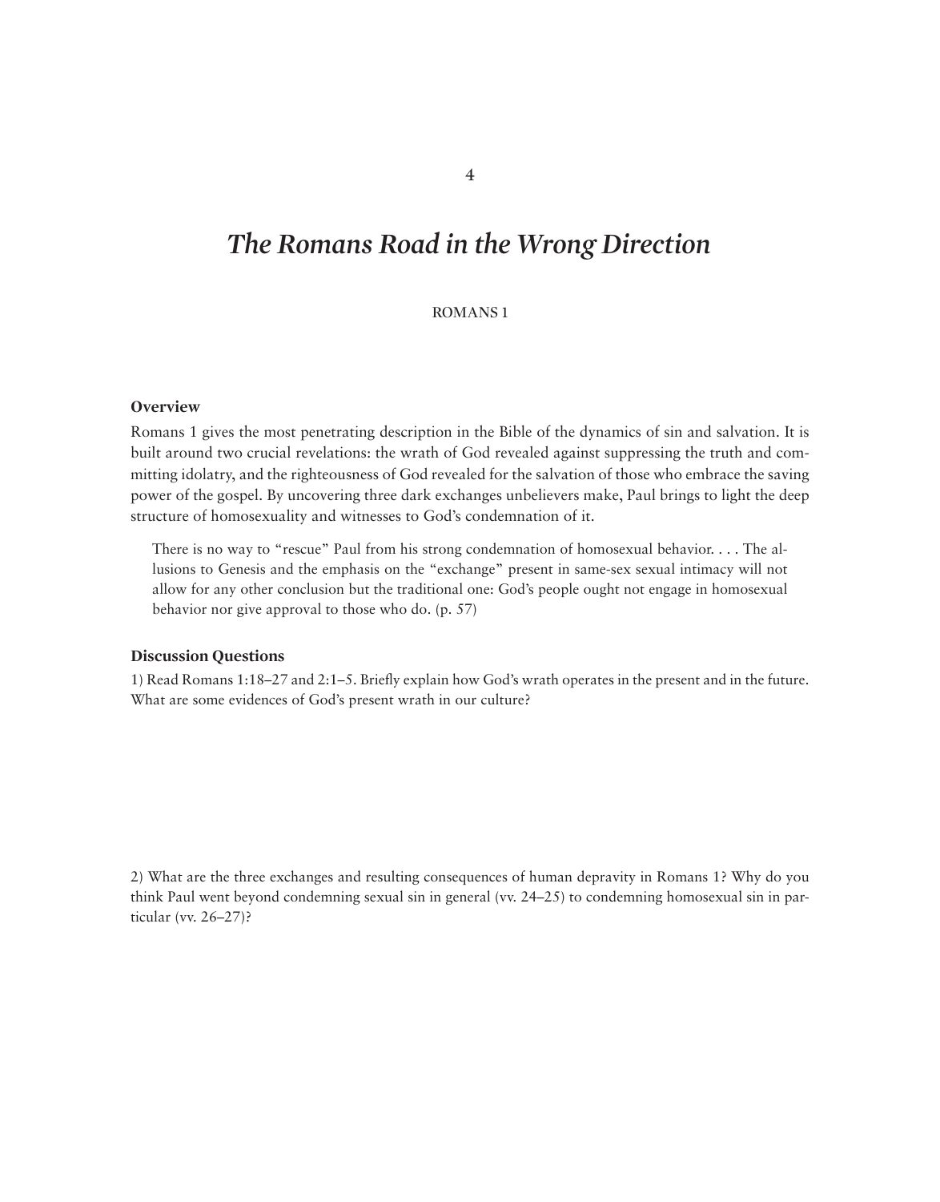4

# *The Romans Road in the Wrong Direction*

ROMANS 1

### Overview

Romans 1 gives the most penetrating description in the Bible of the dynamics of sin and salvation. It is built around two crucial revelations: the wrath of God revealed against suppressing the truth and committing idolatry, and the righteousness of God revealed for the salvation of those who embrace the saving power of the gospel. By uncovering three dark exchanges unbelievers make, Paul brings to light the deep structure of homosexuality and witnesses to God's condemnation of it.

> There is no way to "rescue" Paul from his strong condemnation of homosexual behavior. . . . The allusions to Genesis and the emphasis on the "exchange" present in same-sex sexual intimacy will not allow for any other conclusion but the traditional one: God's people ought not engage in homosexual behavior nor give approval to those who do. (p. 57)

### Discussion Questions

1) Read Romans 1:18–27 and 2:1–5. Briefly explain how God's wrath operates in the present and in the future. What are some evidences of God's present wrath in our culture?

2) What are the three exchanges and resulting consequences of human depravity in Romans 1? Why do you think Paul went beyond condemning sexual sin in general (vv. 24–25) to condemning homosexual sin in particular (vv. 26–27)?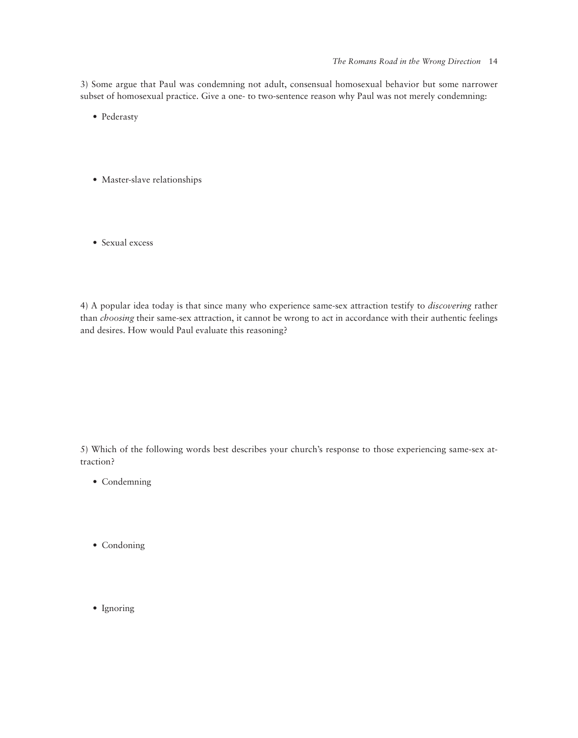3) Some argue that Paul was condemning not adult, consensual homosexual behavior but some narrower subset of homosexual practice. Give a one- to two-sentence reason why Paul was not merely condemning:

- Pederasty

- Master-slave relationships

- Sexual excess

4) A popular idea today is that since many who experience same-sex attraction testify to *discovering* rather than *choosing* their same-sex attraction, it cannot be wrong to act in accordance with their authentic feelings and desires. How would Paul evaluate this reasoning?

5) Which of the following words best describes your church's response to those experiencing same-sex attraction?

- Condemning

- Condoning

- Ignoring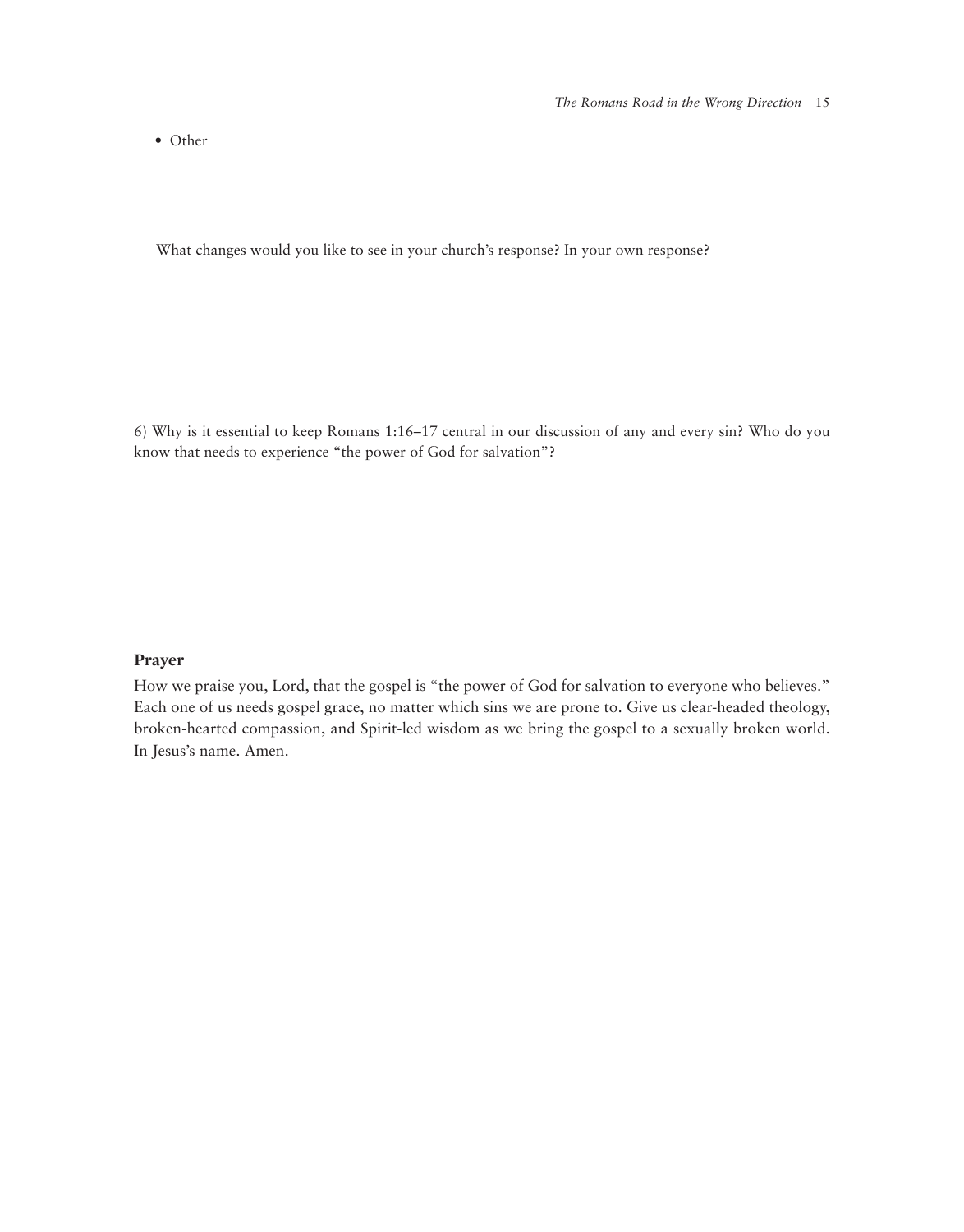- Other

What changes would you like to see in your church's response? In your own response?

6) Why is it essential to keep Romans 1:16–17 central in our discussion of any and every sin? Who do you know that needs to experience "the power of God for salvation"?

**Prayer**

How we praise you, Lord, that the gospel is "the power of God for salvation to everyone who believes." Each one of us needs gospel grace, no matter which sins we are prone to. Give us clear-headed theology, broken-hearted compassion, and Spirit-led wisdom as we bring the gospel to a sexually broken world. In Jesus's name. Amen.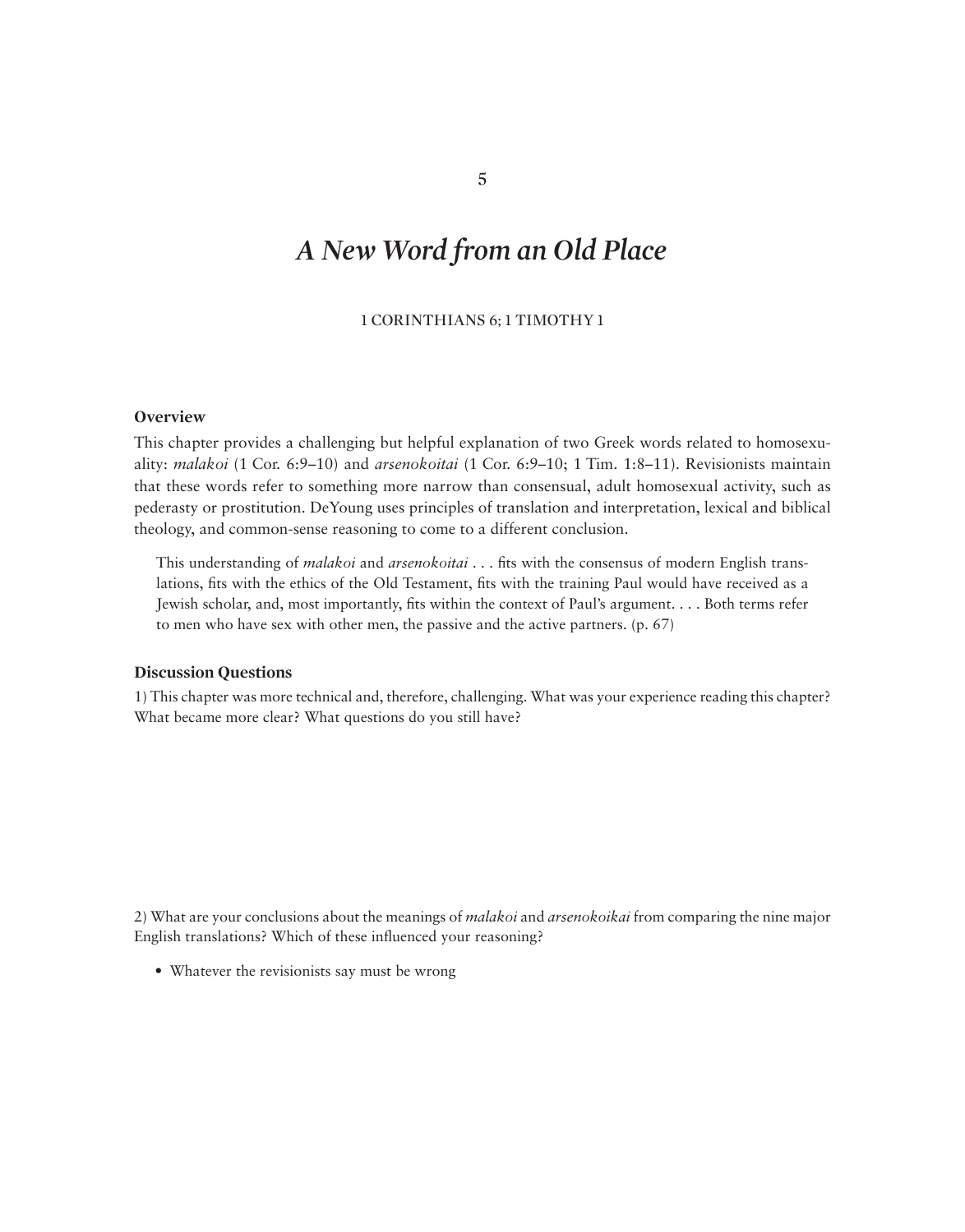# 5

# *A New Word from an Old Place*

1 CORINTHIANS 6; 1 TIMOTHY 1

### Overview

This chapter provides a challenging but helpful explanation of two Greek words related to homosexuality: *malakoi* (1 Cor. 6:9–10) and *arsenokoitai* (1 Cor. 6:9–10; 1 Tim. 1:8–11). Revisionists maintain that these words refer to something more narrow than consensual, adult homosexual activity, such as pederasty or prostitution. DeYoung uses principles of translation and interpretation, lexical and biblical theology, and common-sense reasoning to come to a different conclusion.

> This understanding of *malakoi* and *arsenokoitai* . . . fits with the consensus of modern English translations, fits with the ethics of the Old Testament, fits with the training Paul would have received as a Jewish scholar, and, most importantly, fits within the context of Paul's argument. . . . Both terms refer to men who have sex with other men, the passive and the active partners. (p. 67)

### Discussion Questions

1) This chapter was more technical and, therefore, challenging. What was your experience reading this chapter? What became more clear? What questions do you still have?

2) What are your conclusions about the meanings of *malakoi* and *arsenokoikai* from comparing the nine major English translations? Which of these influenced your reasoning?

- Whatever the revisionists say must be wrong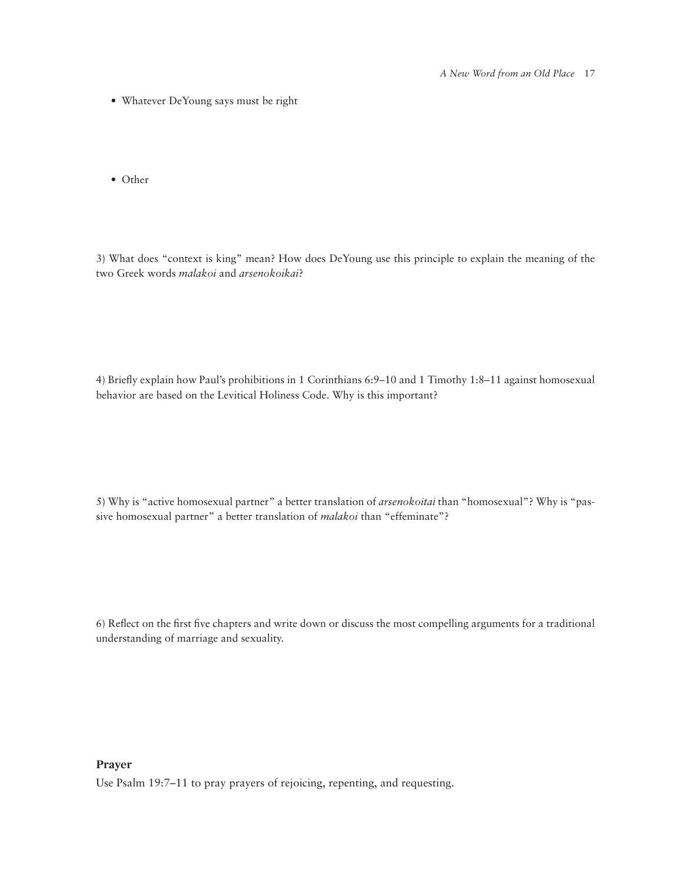- Whatever DeYoung says must be right

- Other

3) What does "context is king" mean? How does DeYoung use this principle to explain the meaning of the two Greek words *malakoi* and *arsenokoikai*?

4) Briefly explain how Paul's prohibitions in 1 Corinthians 6:9–10 and 1 Timothy 1:8–11 against homosexual behavior are based on the Levitical Holiness Code. Why is this important?

5) Why is "active homosexual partner" a better translation of *arsenokoitai* than "homosexual"? Why is "passive homosexual partner" a better translation of *malakoi* than "effeminate"?

6) Reflect on the first five chapters and write down or discuss the most compelling arguments for a traditional understanding of marriage and sexuality.

**Prayer**

Use Psalm 19:7–11 to pray prayers of rejoicing, repenting, and requesting.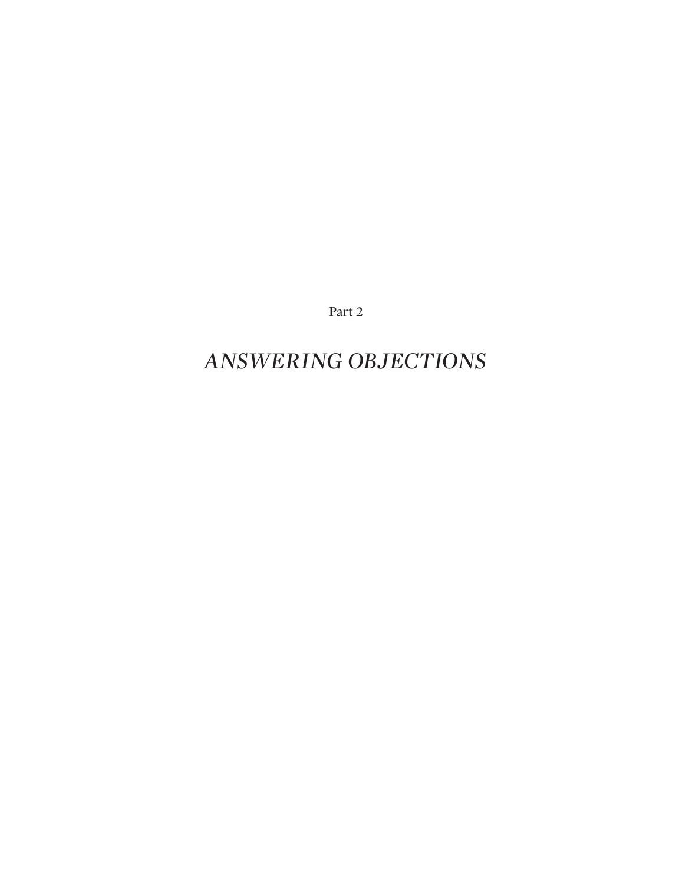Part 2

# *ANSWERING OBJECTIONS*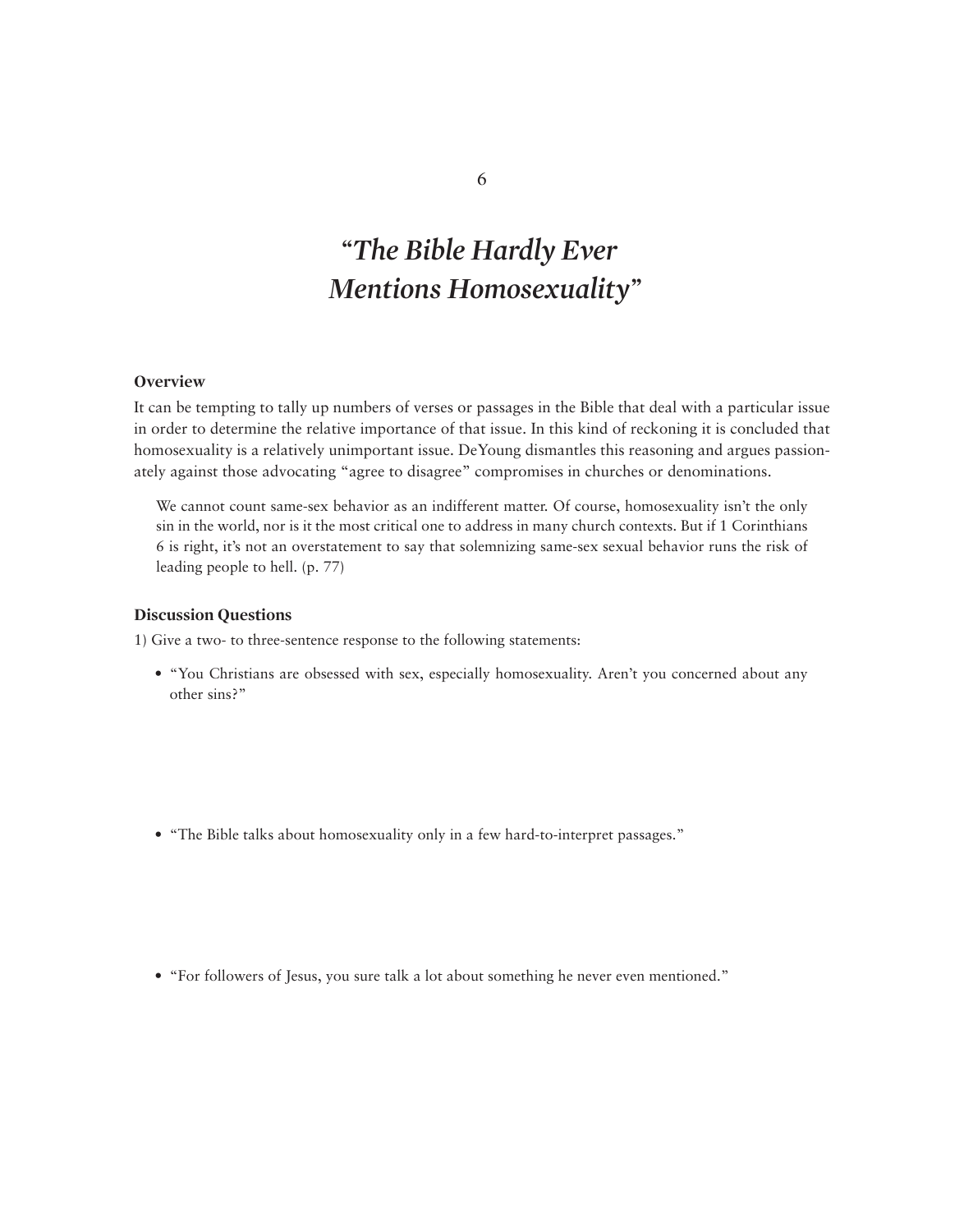6

# *"The Bible Hardly Ever Mentions Homosexuality"*

### Overview

It can be tempting to tally up numbers of verses or passages in the Bible that deal with a particular issue in order to determine the relative importance of that issue. In this kind of reckoning it is concluded that homosexuality is a relatively unimportant issue. DeYoung dismantles this reasoning and argues passionately against those advocating "agree to disagree" compromises in churches or denominations.

> We cannot count same-sex behavior as an indifferent matter. Of course, homosexuality isn't the only sin in the world, nor is it the most critical one to address in many church contexts. But if 1 Corinthians 6 is right, it's not an overstatement to say that solemnizing same-sex sexual behavior runs the risk of leading people to hell. (p. 77)

### Discussion Questions

1) Give a two- to three-sentence response to the following statements:

- "You Christians are obsessed with sex, especially homosexuality. Aren't you concerned about any other sins?"

- "The Bible talks about homosexuality only in a few hard-to-interpret passages."

- "For followers of Jesus, you sure talk a lot about something he never even mentioned."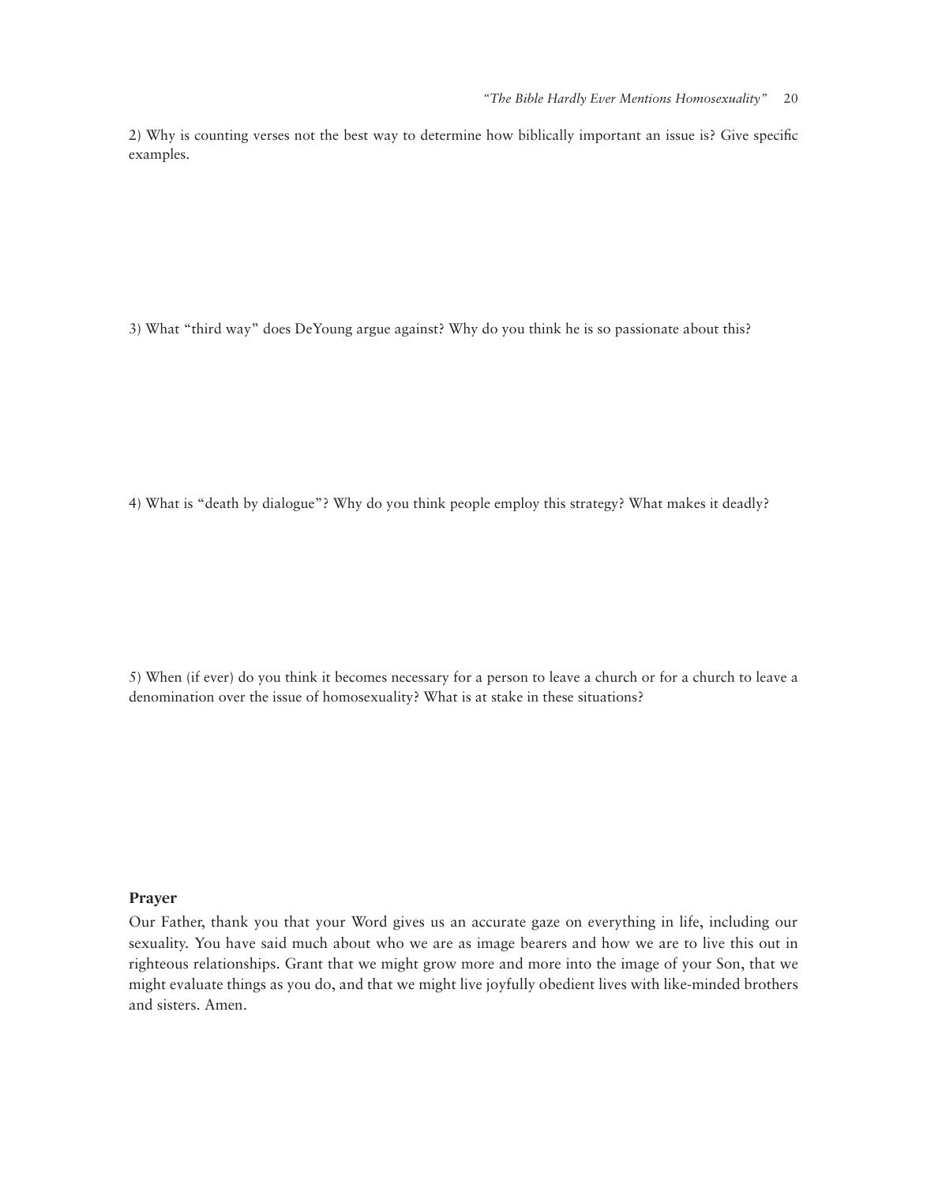2) Why is counting verses not the best way to determine how biblically important an issue is? Give specific examples.

3) What "third way" does DeYoung argue against? Why do you think he is so passionate about this?

4) What is "death by dialogue"? Why do you think people employ this strategy? What makes it deadly?

5) When (if ever) do you think it becomes necessary for a person to leave a church or for a church to leave a denomination over the issue of homosexuality? What is at stake in these situations?

**Prayer**

Our Father, thank you that your Word gives us an accurate gaze on everything in life, including our sexuality. You have said much about who we are as image bearers and how we are to live this out in righteous relationships. Grant that we might grow more and more into the image of your Son, that we might evaluate things as you do, and that we might live joyfully obedient lives with like-minded brothers and sisters. Amen.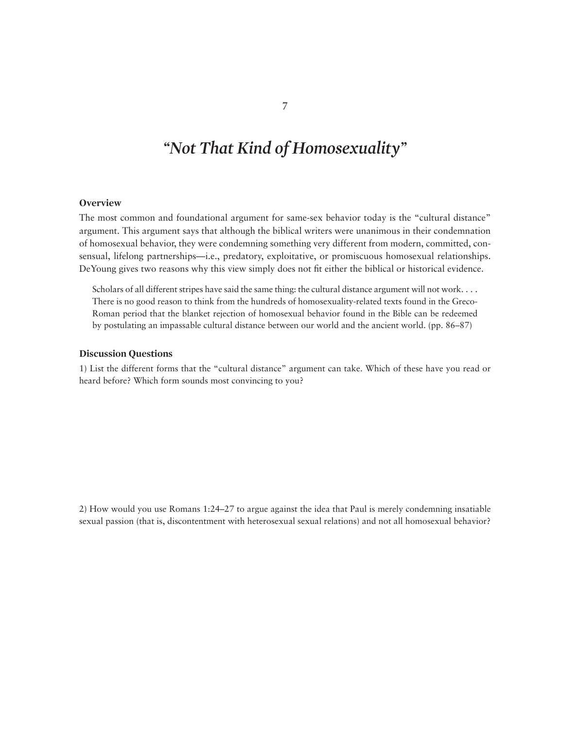# 7

## *"Not That Kind of Homosexuality"*

### Overview

The most common and foundational argument for same-sex behavior today is the "cultural distance" argument. This argument says that although the biblical writers were unanimous in their condemnation of homosexual behavior, they were condemning something very different from modern, committed, consensual, lifelong partnerships—i.e., predatory, exploitative, or promiscuous homosexual relationships. DeYoung gives two reasons why this view simply does not fit either the biblical or historical evidence.

> Scholars of all different stripes have said the same thing: the cultural distance argument will not work. . . . There is no good reason to think from the hundreds of homosexuality-related texts found in the Greco-Roman period that the blanket rejection of homosexual behavior found in the Bible can be redeemed by postulating an impassable cultural distance between our world and the ancient world. (pp. 86–87)

### Discussion Questions

1) List the different forms that the "cultural distance" argument can take. Which of these have you read or heard before? Which form sounds most convincing to you?

2) How would you use Romans 1:24–27 to argue against the idea that Paul is merely condemning insatiable sexual passion (that is, discontentment with heterosexual sexual relations) and not all homosexual behavior?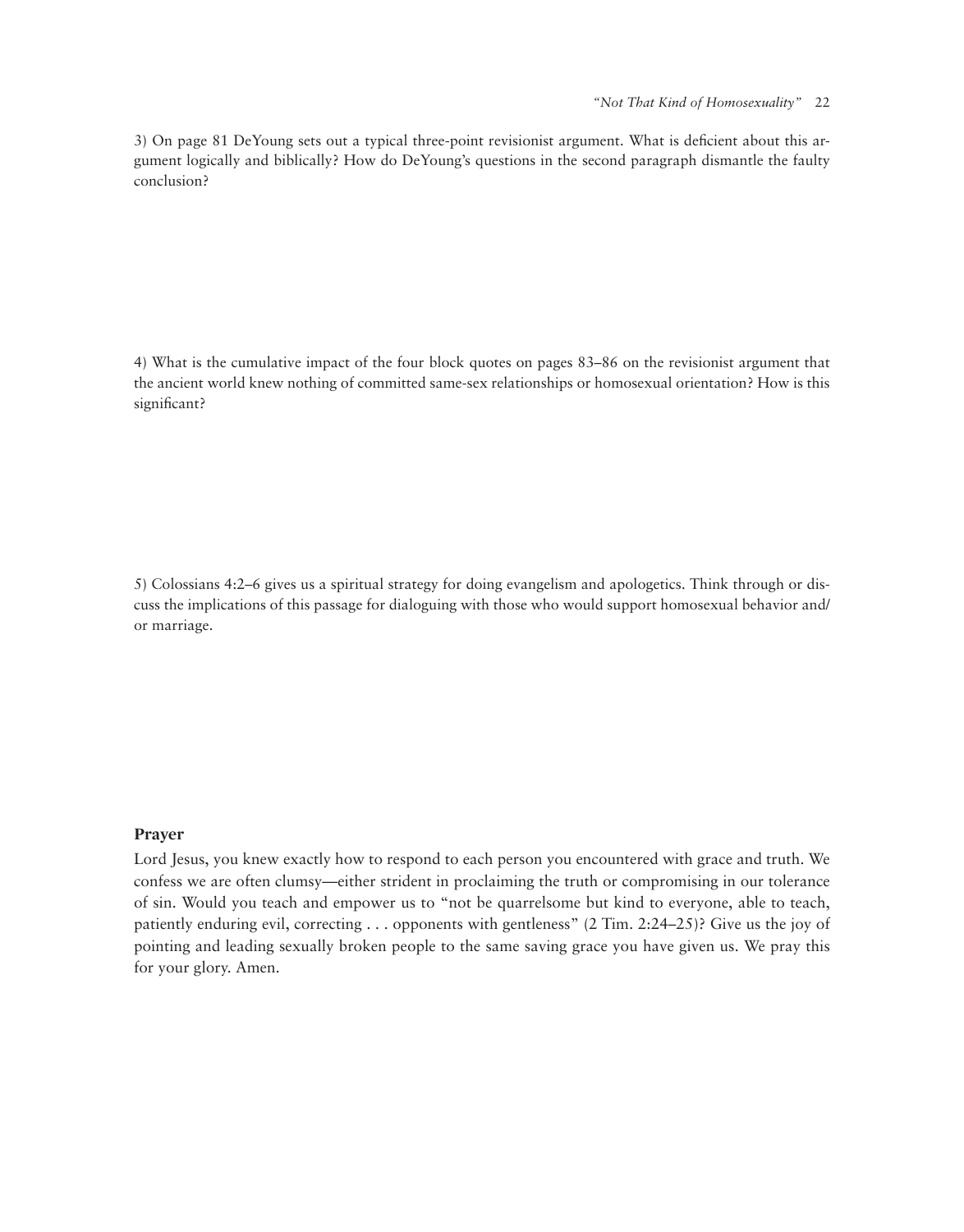3) On page 81 DeYoung sets out a typical three-point revisionist argument. What is deficient about this argument logically and biblically? How do DeYoung's questions in the second paragraph dismantle the faulty conclusion?

4) What is the cumulative impact of the four block quotes on pages 83–86 on the revisionist argument that the ancient world knew nothing of committed same-sex relationships or homosexual orientation? How is this significant?

5) Colossians 4:2–6 gives us a spiritual strategy for doing evangelism and apologetics. Think through or discuss the implications of this passage for dialoguing with those who would support homosexual behavior and/or marriage.

**Prayer**

Lord Jesus, you knew exactly how to respond to each person you encountered with grace and truth. We confess we are often clumsy—either strident in proclaiming the truth or compromising in our tolerance of sin. Would you teach and empower us to "not be quarrelsome but kind to everyone, able to teach, patiently enduring evil, correcting . . . opponents with gentleness" (2 Tim. 2:24–25)? Give us the joy of pointing and leading sexually broken people to the same saving grace you have given us. We pray this for your glory. Amen.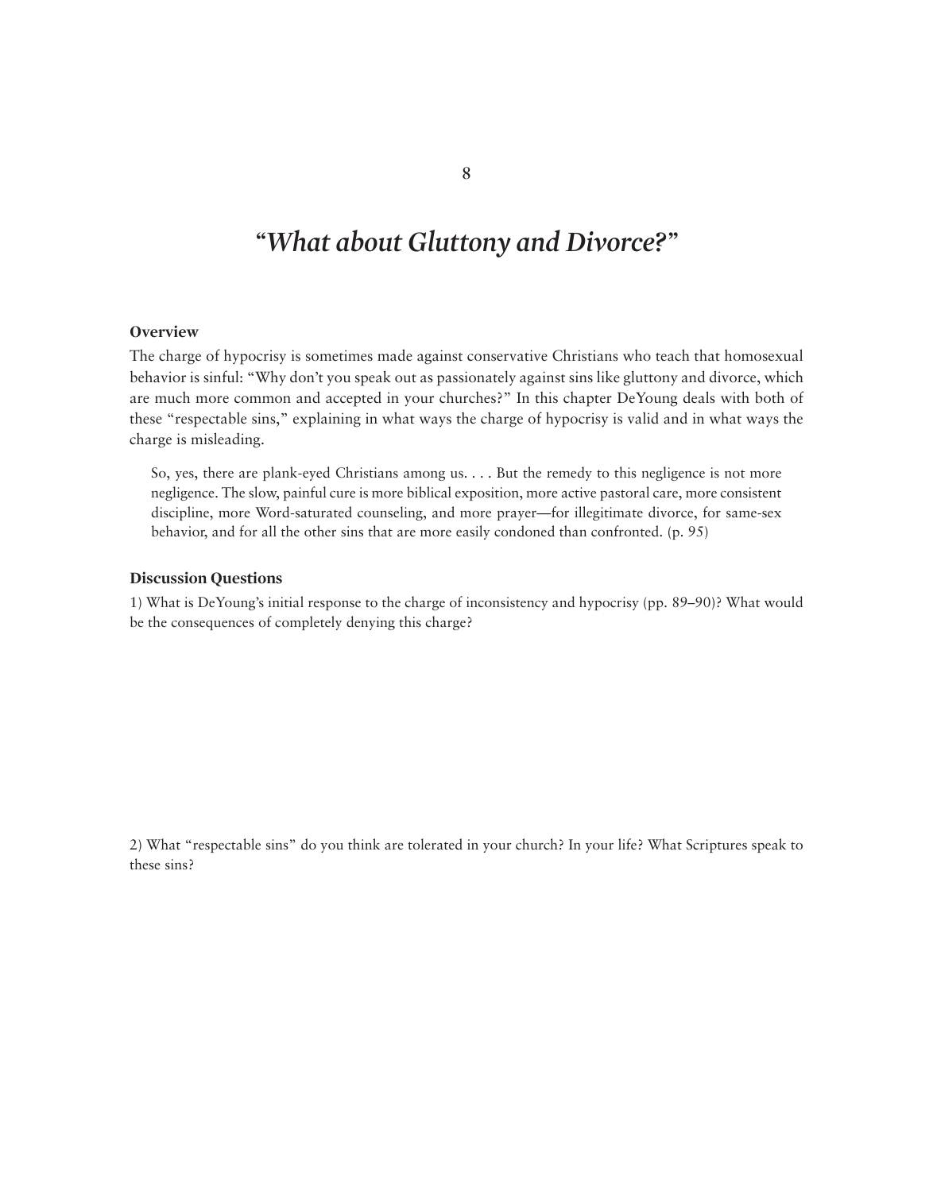8

# *"What about Gluttony and Divorce?"*

### Overview

The charge of hypocrisy is sometimes made against conservative Christians who teach that homosexual behavior is sinful: "Why don't you speak out as passionately against sins like gluttony and divorce, which are much more common and accepted in your churches?" In this chapter DeYoung deals with both of these "respectable sins," explaining in what ways the charge of hypocrisy is valid and in what ways the charge is misleading.

> So, yes, there are plank-eyed Christians among us. . . . But the remedy to this negligence is not more negligence. The slow, painful cure is more biblical exposition, more active pastoral care, more consistent discipline, more Word-saturated counseling, and more prayer—for illegitimate divorce, for same-sex behavior, and for all the other sins that are more easily condoned than confronted. (p. 95)

### Discussion Questions

1) What is DeYoung's initial response to the charge of inconsistency and hypocrisy (pp. 89–90)? What would be the consequences of completely denying this charge?

2) What "respectable sins" do you think are tolerated in your church? In your life? What Scriptures speak to these sins?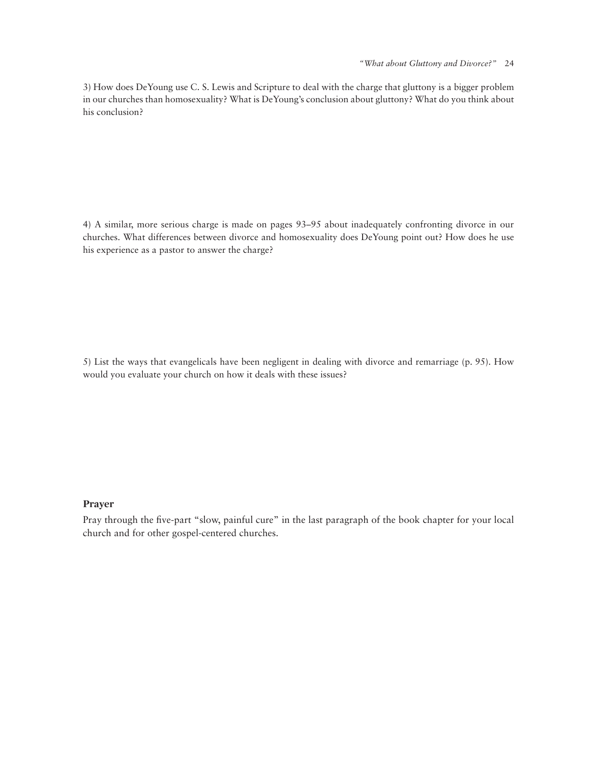3) How does DeYoung use C. S. Lewis and Scripture to deal with the charge that gluttony is a bigger problem in our churches than homosexuality? What is DeYoung's conclusion about gluttony? What do you think about his conclusion?

4) A similar, more serious charge is made on pages 93–95 about inadequately confronting divorce in our churches. What differences between divorce and homosexuality does DeYoung point out? How does he use his experience as a pastor to answer the charge?

5) List the ways that evangelicals have been negligent in dealing with divorce and remarriage (p. 95). How would you evaluate your church on how it deals with these issues?

**Prayer**

Pray through the five-part "slow, painful cure" in the last paragraph of the book chapter for your local church and for other gospel-centered churches.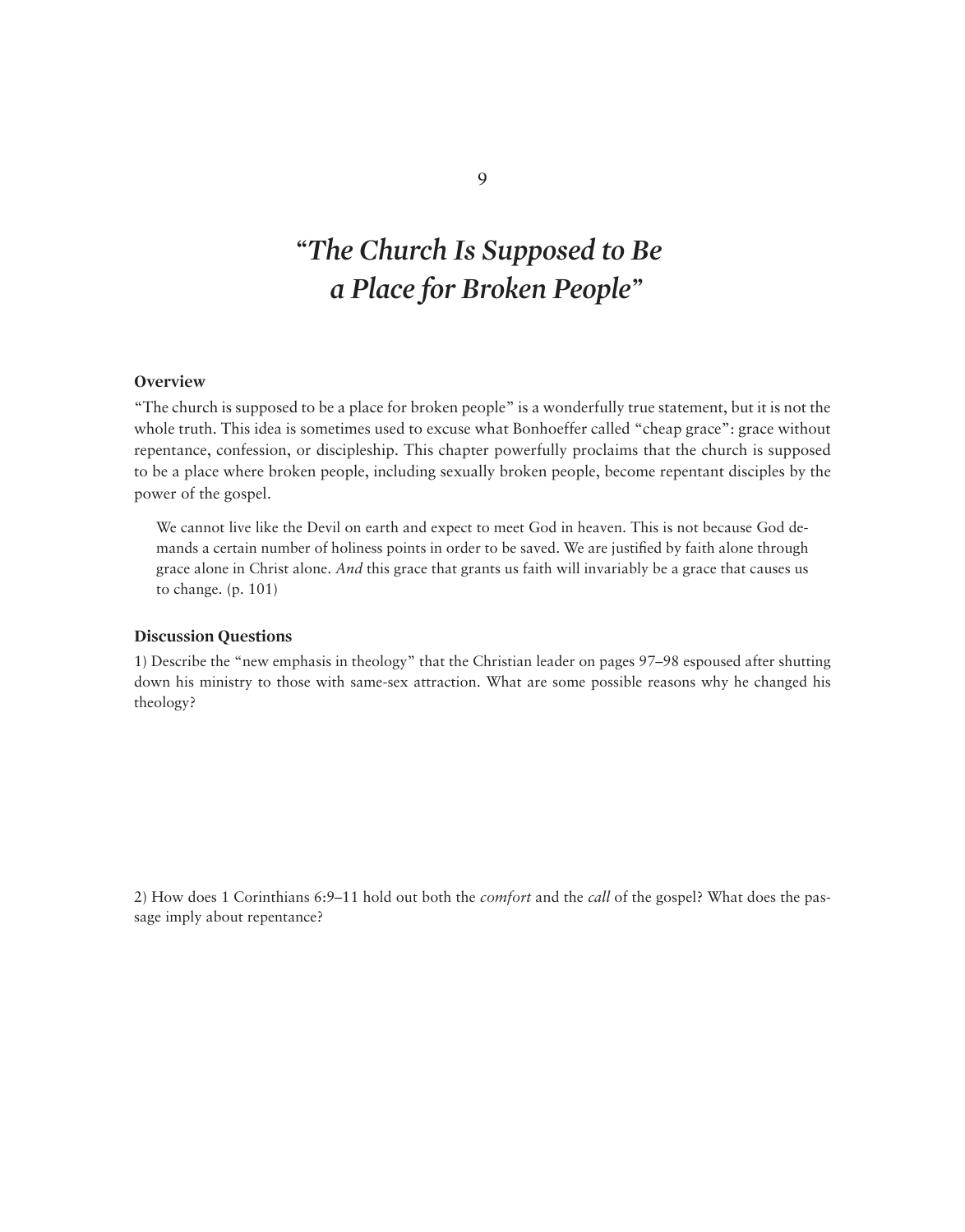# 9

# *"The Church Is Supposed to Be a Place for Broken People"*

### Overview

"The church is supposed to be a place for broken people" is a wonderfully true statement, but it is not the whole truth. This idea is sometimes used to excuse what Bonhoeffer called "cheap grace": grace without repentance, confession, or discipleship. This chapter powerfully proclaims that the church is supposed to be a place where broken people, including sexually broken people, become repentant disciples by the power of the gospel.

> We cannot live like the Devil on earth and expect to meet God in heaven. This is not because God demands a certain number of holiness points in order to be saved. We are justified by faith alone through grace alone in Christ alone. *And* this grace that grants us faith will invariably be a grace that causes us to change. (p. 101)

### Discussion Questions

1) Describe the "new emphasis in theology" that the Christian leader on pages 97–98 espoused after shutting down his ministry to those with same-sex attraction. What are some possible reasons why he changed his theology?

2) How does 1 Corinthians 6:9–11 hold out both the *comfort* and the *call* of the gospel? What does the passage imply about repentance?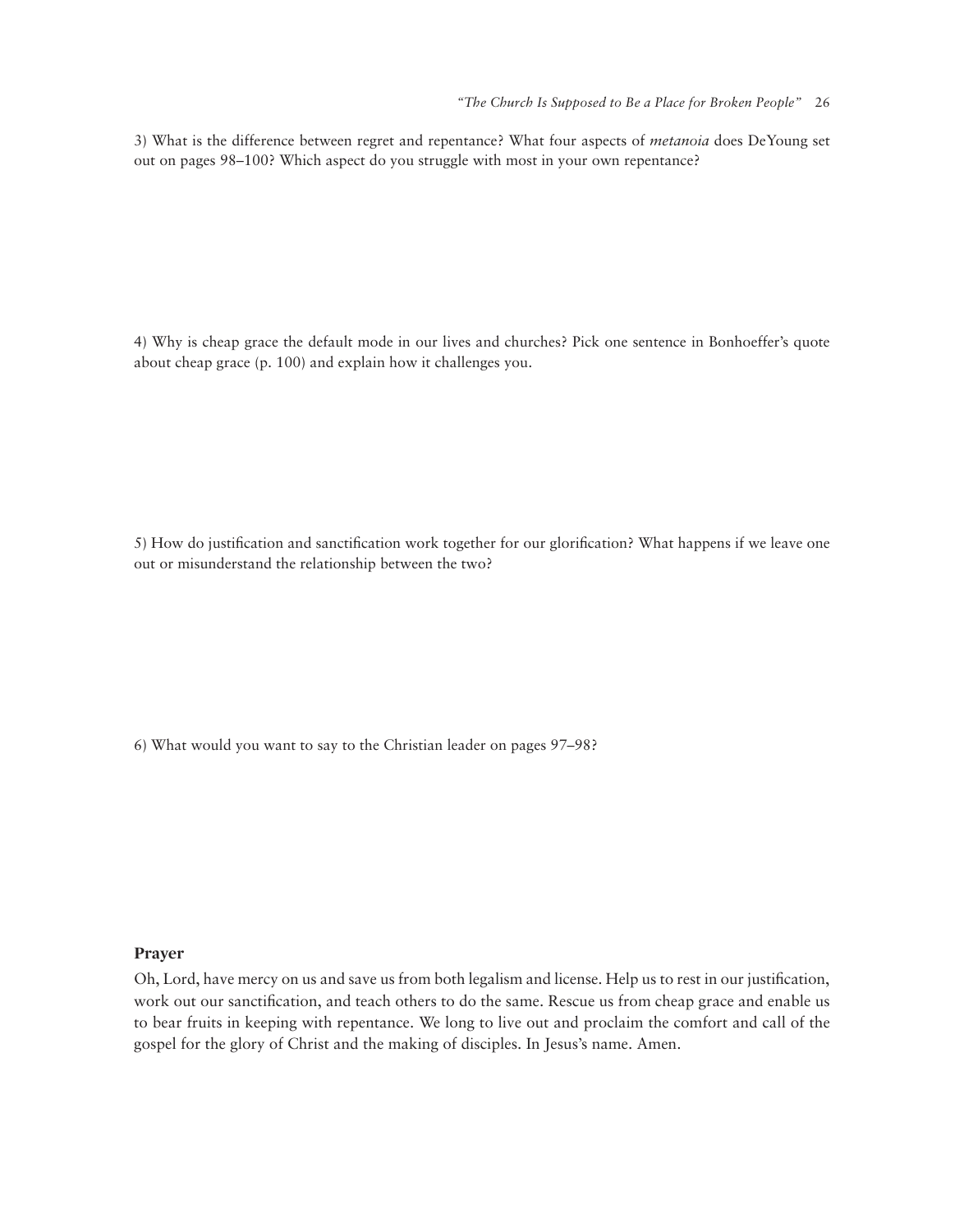3) What is the difference between regret and repentance? What four aspects of *metanoia* does DeYoung set out on pages 98–100? Which aspect do you struggle with most in your own repentance?

4) Why is cheap grace the default mode in our lives and churches? Pick one sentence in Bonhoeffer's quote about cheap grace (p. 100) and explain how it challenges you.

5) How do justification and sanctification work together for our glorification? What happens if we leave one out or misunderstand the relationship between the two?

6) What would you want to say to the Christian leader on pages 97–98?

**Prayer**

Oh, Lord, have mercy on us and save us from both legalism and license. Help us to rest in our justification, work out our sanctification, and teach others to do the same. Rescue us from cheap grace and enable us to bear fruits in keeping with repentance. We long to live out and proclaim the comfort and call of the gospel for the glory of Christ and the making of disciples. In Jesus's name. Amen.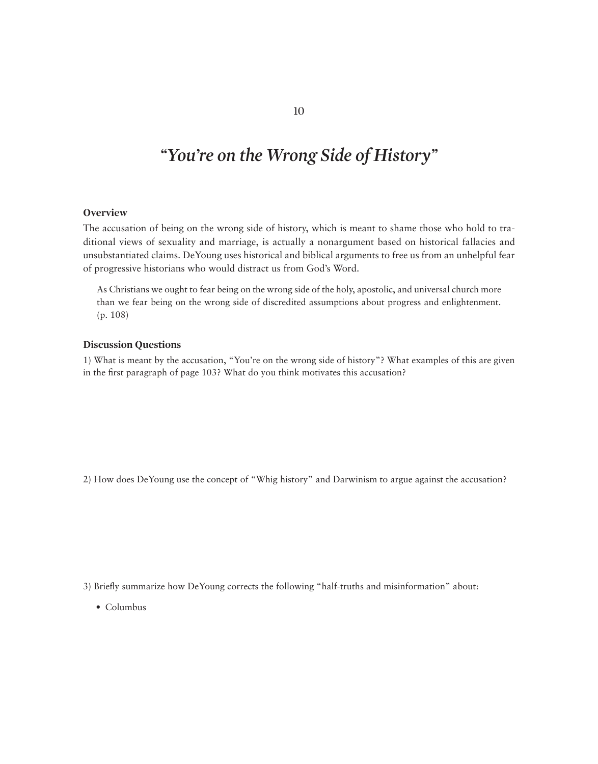10

# *"You're on the Wrong Side of History"*

### Overview

The accusation of being on the wrong side of history, which is meant to shame those who hold to traditional views of sexuality and marriage, is actually a nonargument based on historical fallacies and unsubstantiated claims. DeYoung uses historical and biblical arguments to free us from an unhelpful fear of progressive historians who would distract us from God's Word.

> As Christians we ought to fear being on the wrong side of the holy, apostolic, and universal church more than we fear being on the wrong side of discredited assumptions about progress and enlightenment. (p. 108)

### Discussion Questions

1) What is meant by the accusation, "You're on the wrong side of history"? What examples of this are given in the first paragraph of page 103? What do you think motivates this accusation?

2) How does DeYoung use the concept of "Whig history" and Darwinism to argue against the accusation?

3) Briefly summarize how DeYoung corrects the following "half-truths and misinformation" about:

- Columbus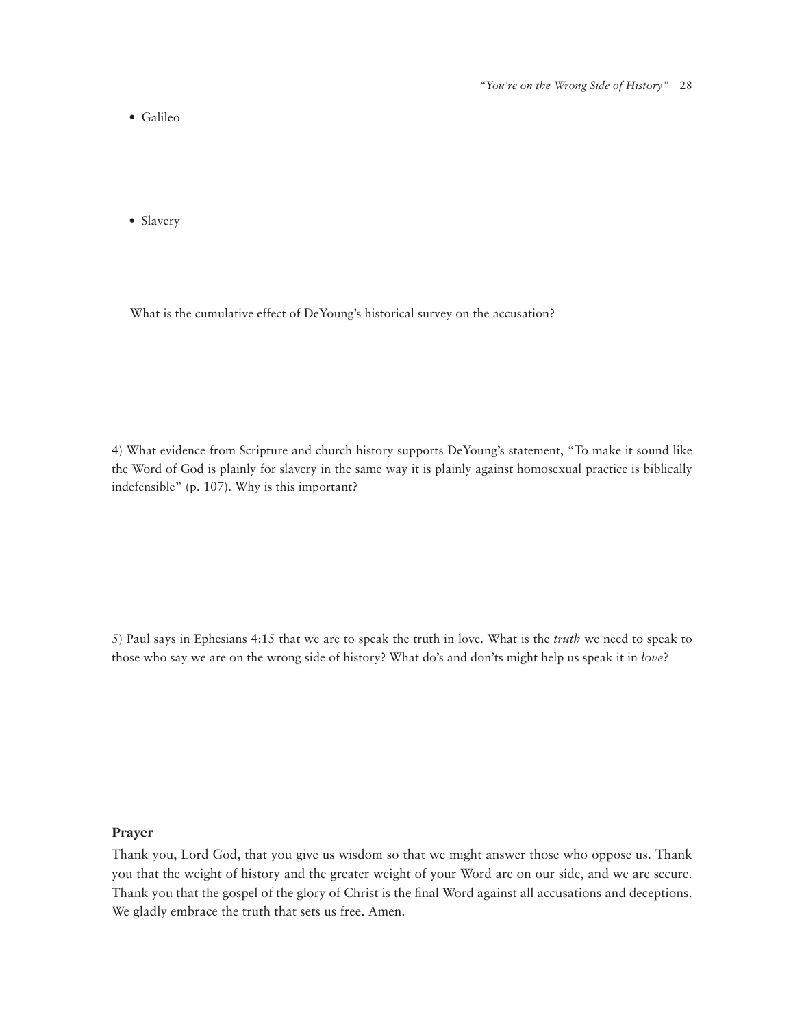- Galileo

- Slavery

What is the cumulative effect of DeYoung's historical survey on the accusation?

4) What evidence from Scripture and church history supports DeYoung's statement, "To make it sound like the Word of God is plainly for slavery in the same way it is plainly against homosexual practice is biblically indefensible" (p. 107). Why is this important?

5) Paul says in Ephesians 4:15 that we are to speak the truth in love. What is the *truth* we need to speak to those who say we are on the wrong side of history? What do's and don'ts might help us speak it in *love*?

**Prayer**

Thank you, Lord God, that you give us wisdom so that we might answer those who oppose us. Thank you that the weight of history and the greater weight of your Word are on our side, and we are secure. Thank you that the gospel of the glory of Christ is the final Word against all accusations and deceptions. We gladly embrace the truth that sets us free. Amen.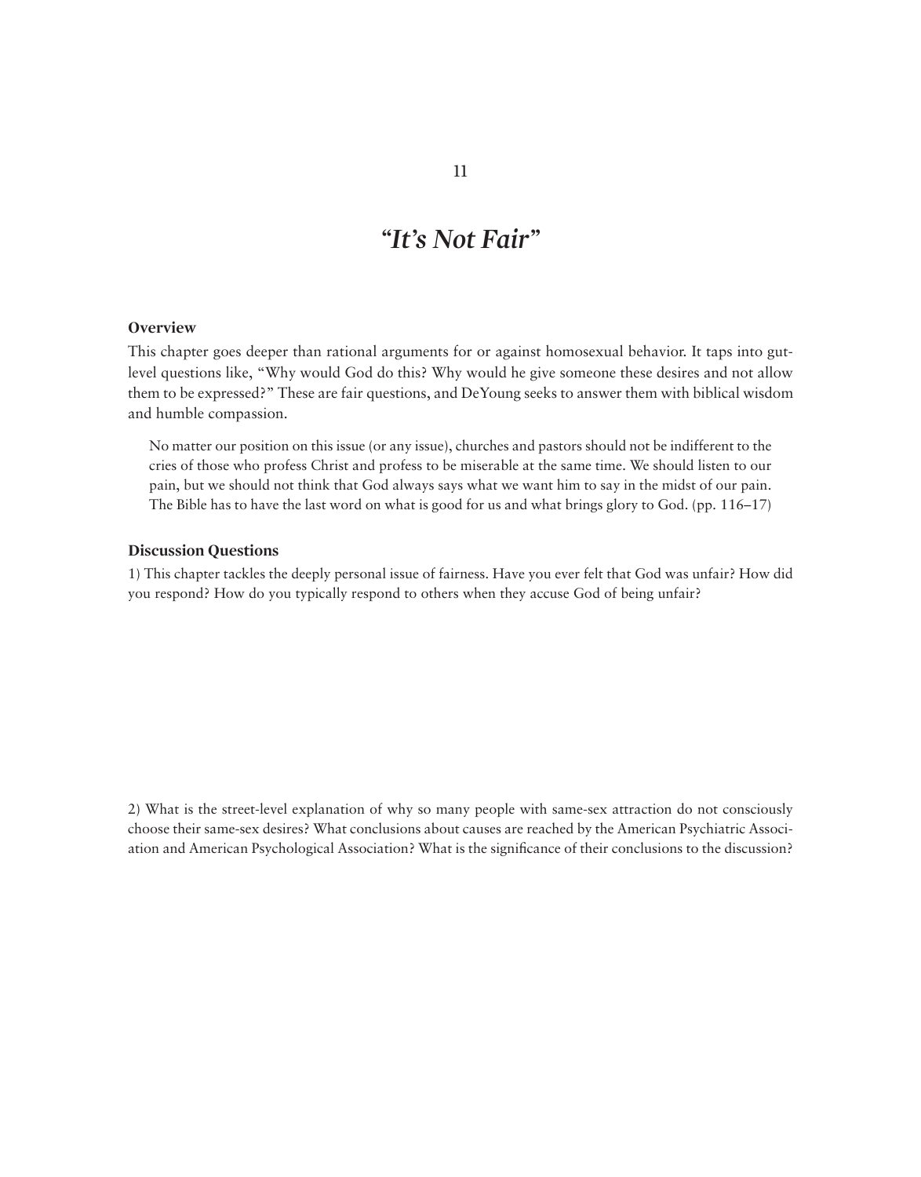# 11

# *"It's Not Fair"*

### Overview

This chapter goes deeper than rational arguments for or against homosexual behavior. It taps into gut-level questions like, "Why would God do this? Why would he give someone these desires and not allow them to be expressed?" These are fair questions, and DeYoung seeks to answer them with biblical wisdom and humble compassion.

> No matter our position on this issue (or any issue), churches and pastors should not be indifferent to the cries of those who profess Christ and profess to be miserable at the same time. We should listen to our pain, but we should not think that God always says what we want him to say in the midst of our pain. The Bible has to have the last word on what is good for us and what brings glory to God. (pp. 116–17)

### Discussion Questions

1) This chapter tackles the deeply personal issue of fairness. Have you ever felt that God was unfair? How did you respond? How do you typically respond to others when they accuse God of being unfair?

2) What is the street-level explanation of why so many people with same-sex attraction do not consciously choose their same-sex desires? What conclusions about causes are reached by the American Psychiatric Association and American Psychological Association? What is the significance of their conclusions to the discussion?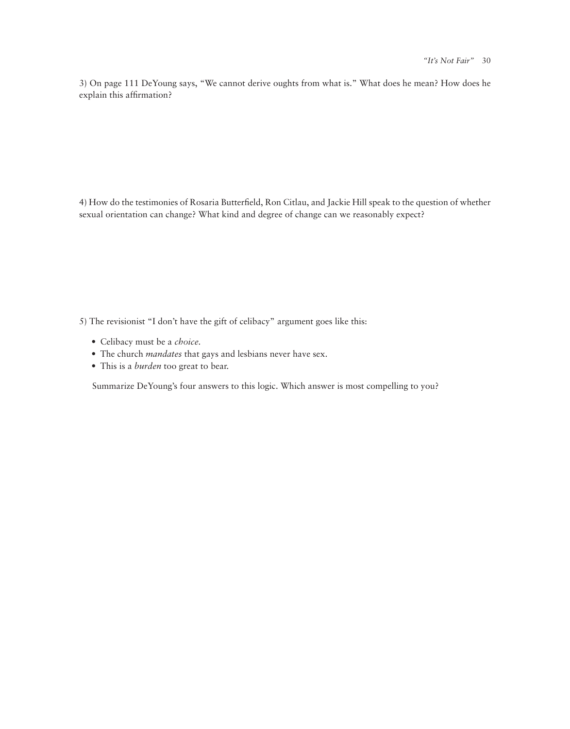3) On page 111 DeYoung says, "We cannot derive oughts from what is." What does he mean? How does he explain this affirmation?

4) How do the testimonies of Rosaria Butterfield, Ron Citlau, and Jackie Hill speak to the question of whether sexual orientation can change? What kind and degree of change can we reasonably expect?

5) The revisionist "I don't have the gift of celibacy" argument goes like this:

- Celibacy must be a *choice*.
- The church *mandates* that gays and lesbians never have sex.
- This is a *burden* too great to bear.

Summarize DeYoung's four answers to this logic. Which answer is most compelling to you?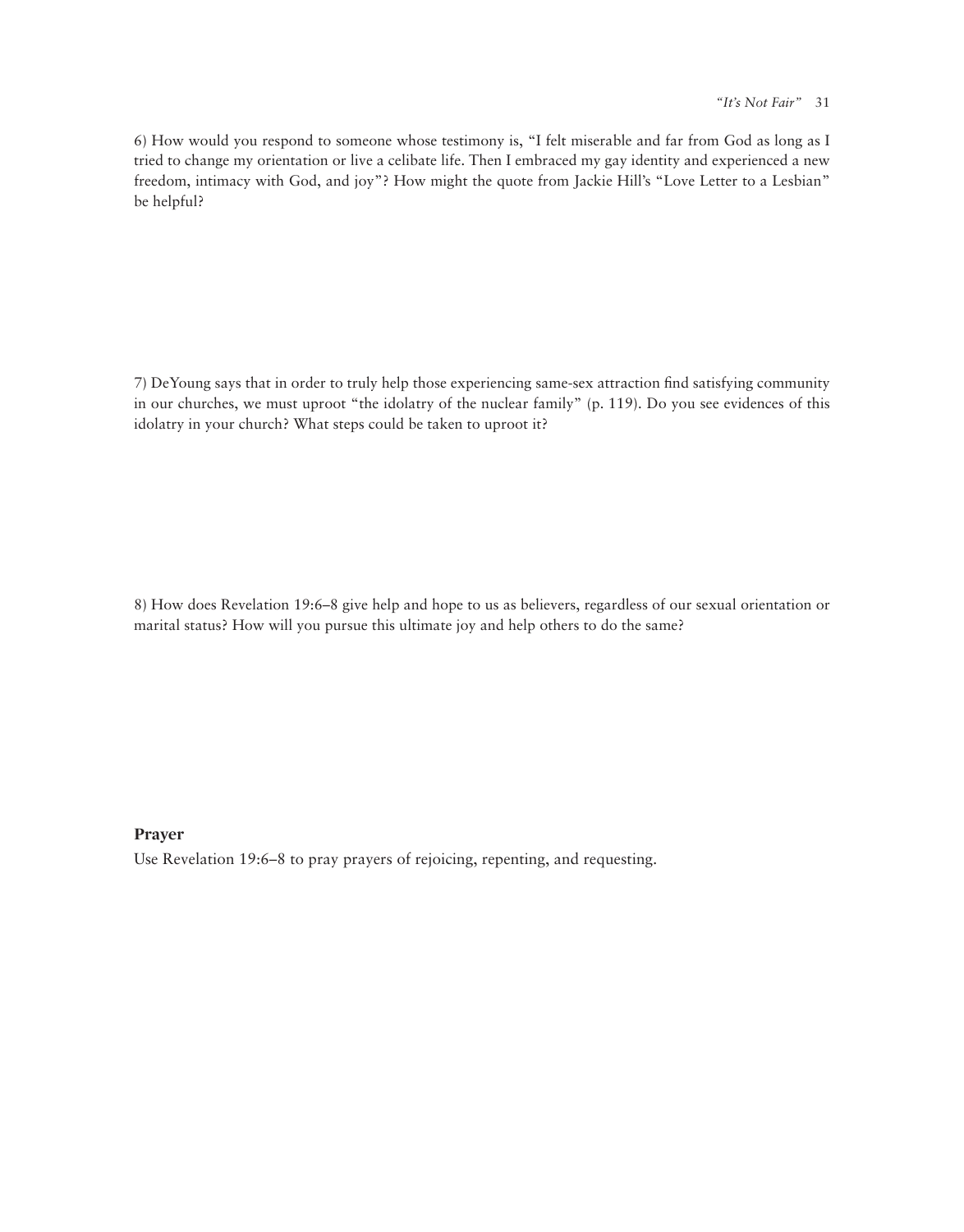6) How would you respond to someone whose testimony is, "I felt miserable and far from God as long as I tried to change my orientation or live a celibate life. Then I embraced my gay identity and experienced a new freedom, intimacy with God, and joy"? How might the quote from Jackie Hill's "Love Letter to a Lesbian" be helpful?

7) DeYoung says that in order to truly help those experiencing same-sex attraction find satisfying community in our churches, we must uproot "the idolatry of the nuclear family" (p. 119). Do you see evidences of this idolatry in your church? What steps could be taken to uproot it?

8) How does Revelation 19:6–8 give help and hope to us as believers, regardless of our sexual orientation or marital status? How will you pursue this ultimate joy and help others to do the same?

**Prayer**

Use Revelation 19:6–8 to pray prayers of rejoicing, repenting, and requesting.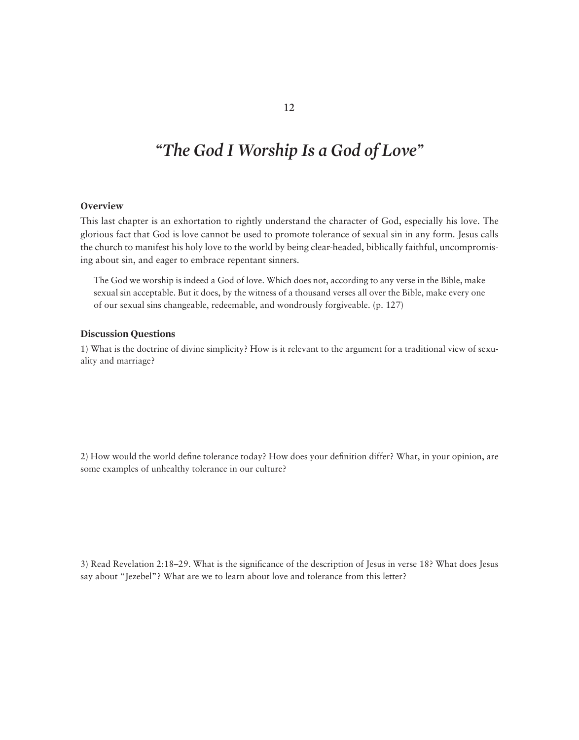# 12

# *"The God I Worship Is a God of Love"*

### Overview

This last chapter is an exhortation to rightly understand the character of God, especially his love. The glorious fact that God is love cannot be used to promote tolerance of sexual sin in any form. Jesus calls the church to manifest his holy love to the world by being clear-headed, biblically faithful, uncompromising about sin, and eager to embrace repentant sinners.

> The God we worship is indeed a God of love. Which does not, according to any verse in the Bible, make sexual sin acceptable. But it does, by the witness of a thousand verses all over the Bible, make every one of our sexual sins changeable, redeemable, and wondrously forgiveable. (p. 127)

### Discussion Questions

1) What is the doctrine of divine simplicity? How is it relevant to the argument for a traditional view of sexuality and marriage?

2) How would the world define tolerance today? How does your definition differ? What, in your opinion, are some examples of unhealthy tolerance in our culture?

3) Read Revelation 2:18–29. What is the significance of the description of Jesus in verse 18? What does Jesus say about "Jezebel"? What are we to learn about love and tolerance from this letter?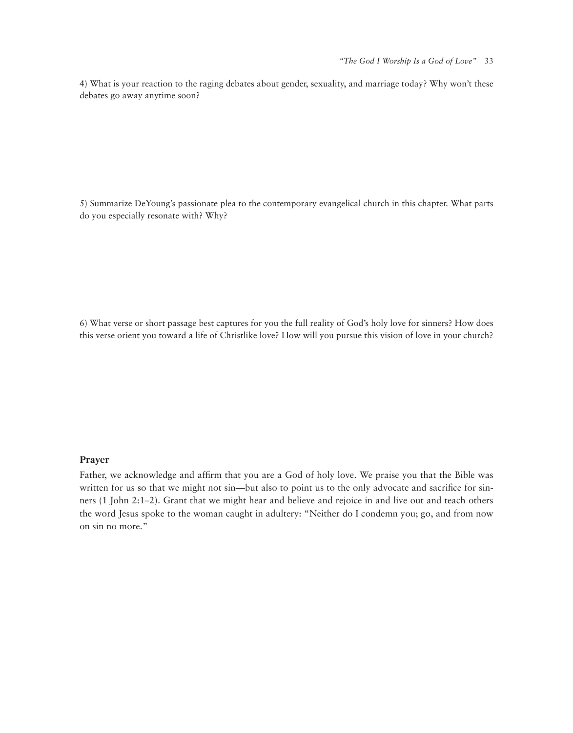4) What is your reaction to the raging debates about gender, sexuality, and marriage today? Why won't these debates go away anytime soon?

5) Summarize DeYoung's passionate plea to the contemporary evangelical church in this chapter. What parts do you especially resonate with? Why?

6) What verse or short passage best captures for you the full reality of God's holy love for sinners? How does this verse orient you toward a life of Christlike love? How will you pursue this vision of love in your church?

**Prayer**

Father, we acknowledge and affirm that you are a God of holy love. We praise you that the Bible was written for us so that we might not sin—but also to point us to the only advocate and sacrifice for sinners (1 John 2:1–2). Grant that we might hear and believe and rejoice in and live out and teach others the word Jesus spoke to the woman caught in adultery: "Neither do I condemn you; go, and from now on sin no more."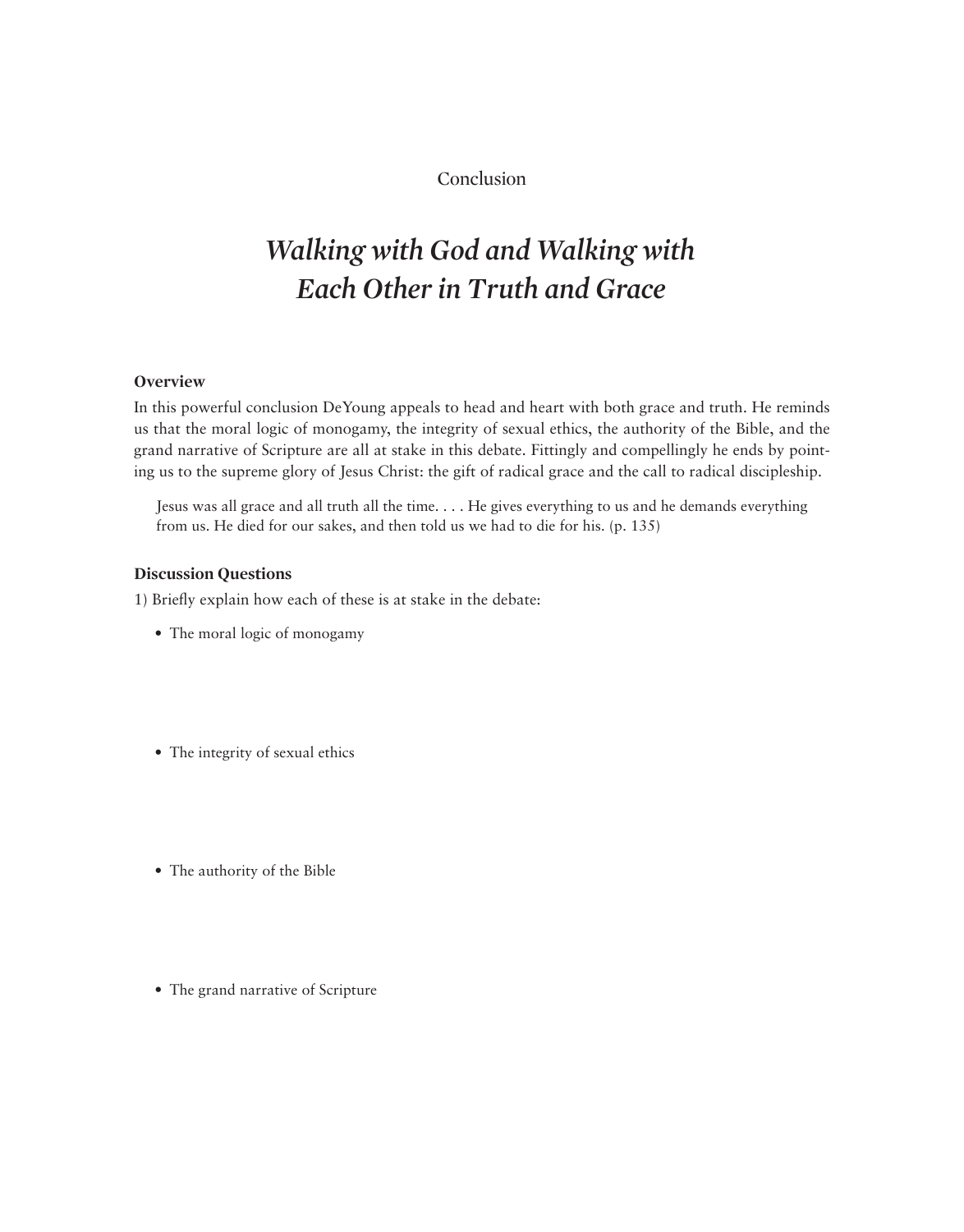Conclusion

# *Walking with God and Walking with Each Other in Truth and Grace*

### Overview

In this powerful conclusion DeYoung appeals to head and heart with both grace and truth. He reminds us that the moral logic of monogamy, the integrity of sexual ethics, the authority of the Bible, and the grand narrative of Scripture are all at stake in this debate. Fittingly and compellingly he ends by pointing us to the supreme glory of Jesus Christ: the gift of radical grace and the call to radical discipleship.

> Jesus was all grace and all truth all the time. . . . He gives everything to us and he demands everything from us. He died for our sakes, and then told us we had to die for his. (p. 135)

### Discussion Questions

1) Briefly explain how each of these is at stake in the debate:

- The moral logic of monogamy

- The integrity of sexual ethics

- The authority of the Bible

- The grand narrative of Scripture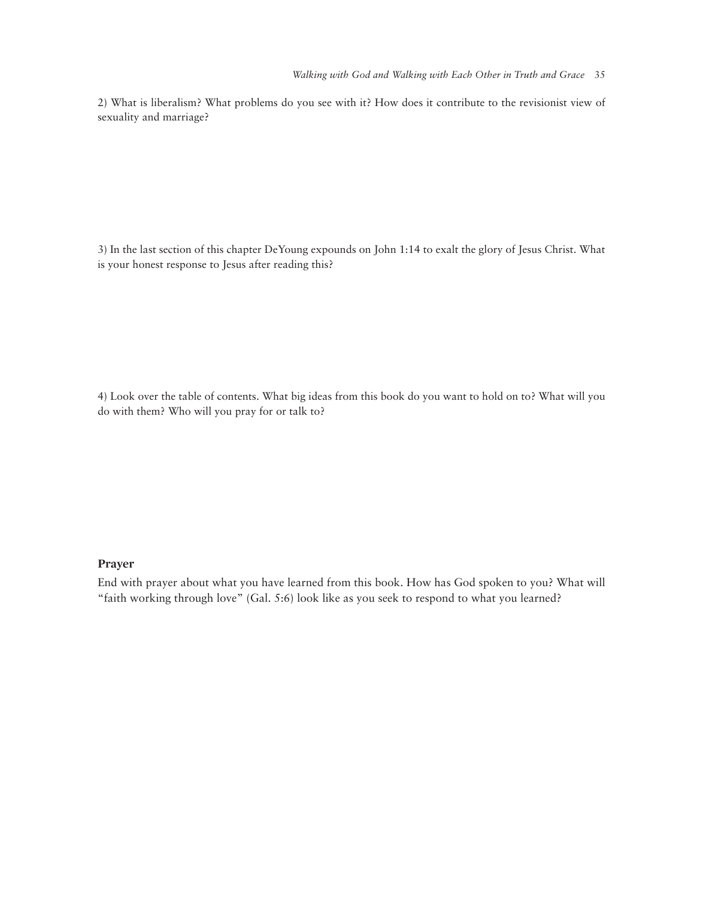2) What is liberalism? What problems do you see with it? How does it contribute to the revisionist view of sexuality and marriage?

3) In the last section of this chapter DeYoung expounds on John 1:14 to exalt the glory of Jesus Christ. What is your honest response to Jesus after reading this?

4) Look over the table of contents. What big ideas from this book do you want to hold on to? What will you do with them? Who will you pray for or talk to?

### Prayer

End with prayer about what you have learned from this book. How has God spoken to you? What will "faith working through love" (Gal. 5:6) look like as you seek to respond to what you learned?